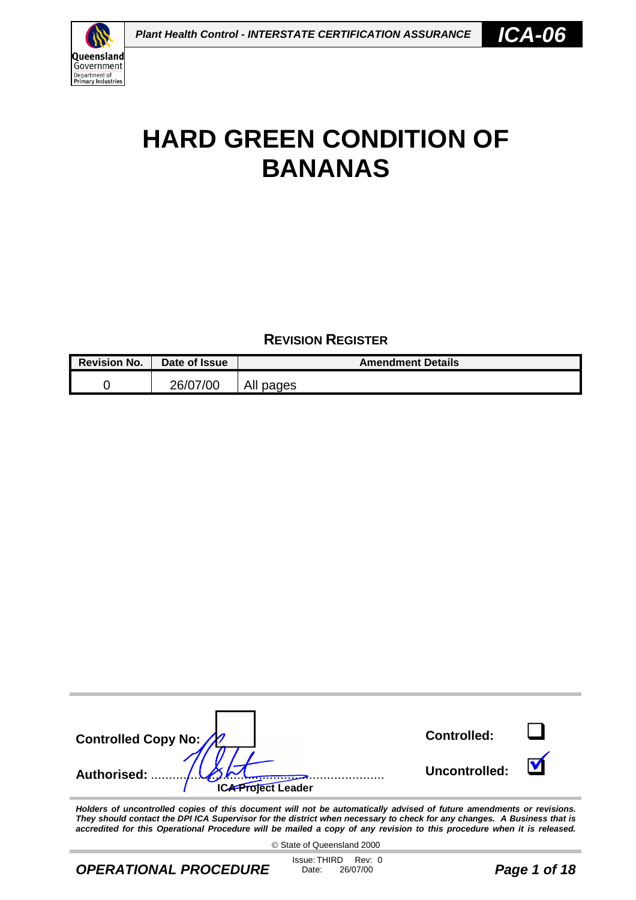# HARD GREEN CONDITION OF BANANAS

## REVISION REGISTER

| Revision No. | Date of Issue | Amendment Details |
|---|---|---|
| 0 | 26/07/00 | All pages |

**Controlled Copy No:**

**Controlled:** ☐

**Authorised:** ..................................................................

**ICA Project Leader**

**Uncontrolled:** ☑

***Holders of uncontrolled copies of this document will not be automatically advised of future amendments or revisions. They should contact the DPI ICA Supervisor for the district when necessary to check for any changes. A Business that is accredited for this Operational Procedure will be mailed a copy of any revision to this procedure when it is released.***

© State of Queensland 2000

***OPERATIONAL PROCEDURE***

Issue: THIRD Rev: 0
Date: 26/07/00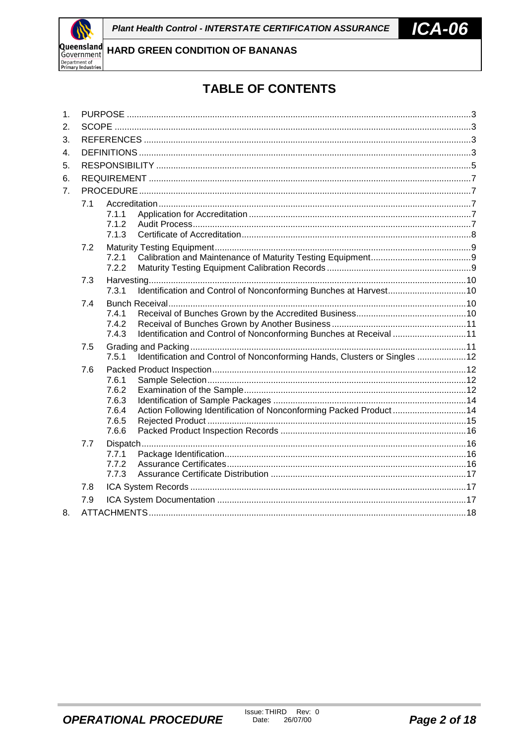# TABLE OF CONTENTS

1. PURPOSE ....................................................... 3
2. SCOPE ....................................................... 3
3. REFERENCES ....................................................... 3
4. DEFINITIONS ....................................................... 3
5. RESPONSIBILITY ....................................................... 5
6. REQUIREMENT ....................................................... 7
7. PROCEDURE ....................................................... 7
   - 7.1 Accreditation ....................................................... 7
     - 7.1.1 Application for Accreditation ....................................................... 7
     - 7.1.2 Audit Process ....................................................... 7
     - 7.1.3 Certificate of Accreditation ....................................................... 8
   - 7.2 Maturity Testing Equipment ....................................................... 9
     - 7.2.1 Calibration and Maintenance of Maturity Testing Equipment ....................................................... 9
     - 7.2.2 Maturity Testing Equipment Calibration Records ....................................................... 9
   - 7.3 Harvesting ....................................................... 10
     - 7.3.1 Identification and Control of Nonconforming Bunches at Harvest ....................................................... 10
   - 7.4 Bunch Receival ....................................................... 10
     - 7.4.1 Receival of Bunches Grown by the Accredited Business ....................................................... 10
     - 7.4.2 Receival of Bunches Grown by Another Business ....................................................... 11
     - 7.4.3 Identification and Control of Nonconforming Bunches at Receival ....................................................... 11
   - 7.5 Grading and Packing ....................................................... 11
     - 7.5.1 Identification and Control of Nonconforming Hands, Clusters or Singles ....................................................... 12
   - 7.6 Packed Product Inspection ....................................................... 12
     - 7.6.1 Sample Selection ....................................................... 12
     - 7.6.2 Examination of the Sample ....................................................... 12
     - 7.6.3 Identification of Sample Packages ....................................................... 14
     - 7.6.4 Action Following Identification of Nonconforming Packed Product ....................................................... 14
     - 7.6.5 Rejected Product ....................................................... 15
     - 7.6.6 Packed Product Inspection Records ....................................................... 16
   - 7.7 Dispatch ....................................................... 16
     - 7.7.1 Package Identification ....................................................... 16
     - 7.7.2 Assurance Certificates ....................................................... 16
     - 7.7.3 Assurance Certificate Distribution ....................................................... 17
   - 7.8 ICA System Records ....................................................... 17
   - 7.9 ICA System Documentation ....................................................... 17
8. ATTACHMENTS ....................................................... 18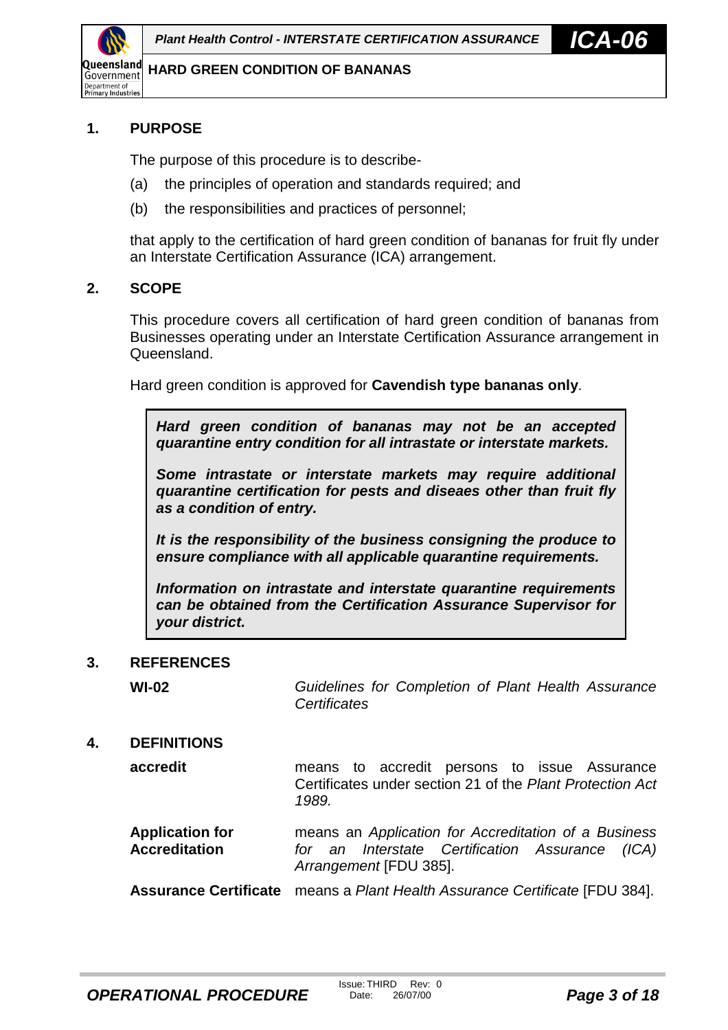## 1. PURPOSE

The purpose of this procedure is to describe-

(a) the principles of operation and standards required; and

(b) the responsibilities and practices of personnel;

that apply to the certification of hard green condition of bananas for fruit fly under an Interstate Certification Assurance (ICA) arrangement.

## 2. SCOPE

This procedure covers all certification of hard green condition of bananas from Businesses operating under an Interstate Certification Assurance arrangement in Queensland.

Hard green condition is approved for **Cavendish type bananas only**.

> ***Hard green condition of bananas may not be an accepted quarantine entry condition for all intrastate or interstate markets.***
>
> ***Some intrastate or interstate markets may require additional quarantine certification for pests and diseaes other than fruit fly as a condition of entry.***
>
> ***It is the responsibility of the business consigning the produce to ensure compliance with all applicable quarantine requirements.***
>
> ***Information on intrastate and interstate quarantine requirements can be obtained from the Certification Assurance Supervisor for your district.***

## 3. REFERENCES

| | |
|---|---|
| **WI-02** | *Guidelines for Completion of Plant Health Assurance Certificates* |

## 4. DEFINITIONS

| | |
|---|---|
| **accredit** | means to accredit persons to issue Assurance Certificates under section 21 of the *Plant Protection Act 1989.* |
| **Application for Accreditation** | means an *Application for Accreditation of a Business for an Interstate Certification Assurance (ICA) Arrangement* [FDU 385]. |
| **Assurance Certificate** | means a *Plant Health Assurance Certificate* [FDU 384]. |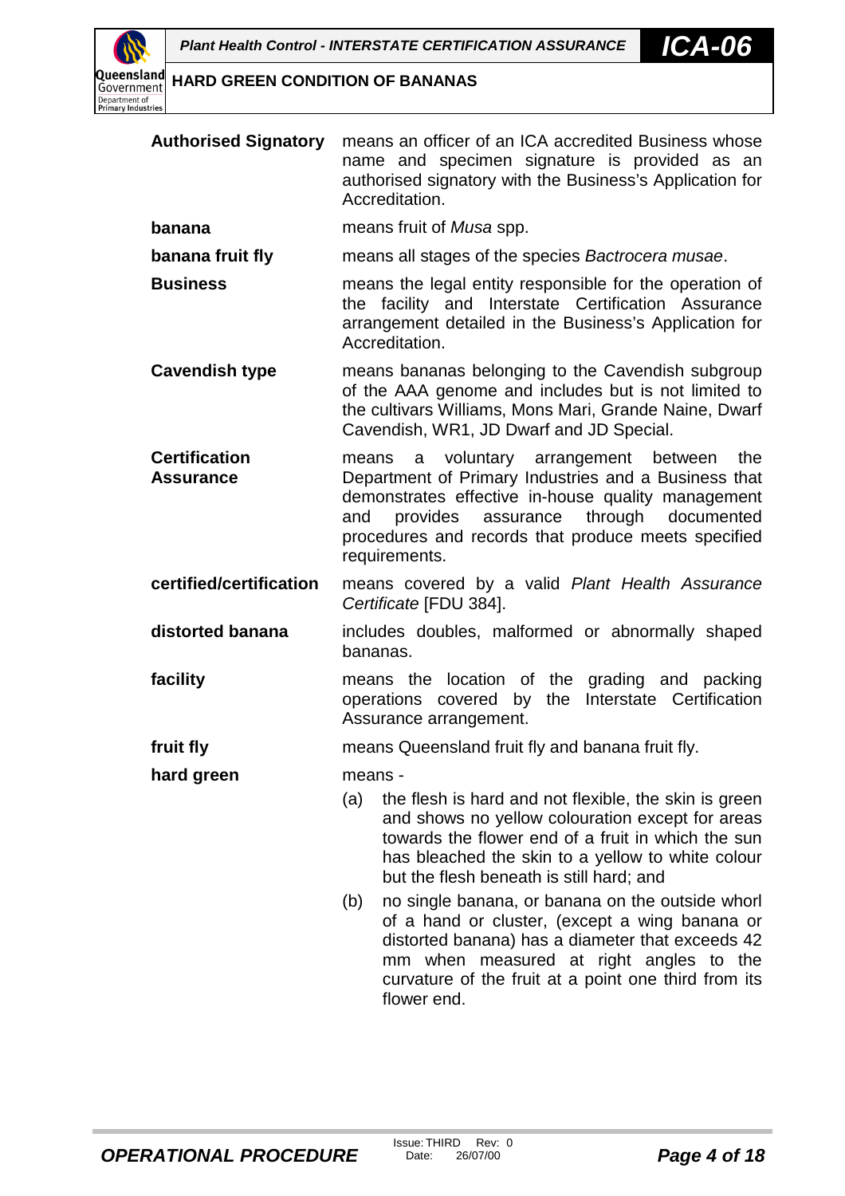| | |
|---|---|
| **Authorised Signatory** | means an officer of an ICA accredited Business whose name and specimen signature is provided as an authorised signatory with the Business's Application for Accreditation. |
| **banana** | means fruit of *Musa* spp. |
| **banana fruit fly** | means all stages of the species *Bactrocera musae*. |
| **Business** | means the legal entity responsible for the operation of the facility and Interstate Certification Assurance arrangement detailed in the Business's Application for Accreditation. |
| **Cavendish type** | means bananas belonging to the Cavendish subgroup of the AAA genome and includes but is not limited to the cultivars Williams, Mons Mari, Grande Naine, Dwarf Cavendish, WR1, JD Dwarf and JD Special. |
| **Certification Assurance** | means a voluntary arrangement between the Department of Primary Industries and a Business that demonstrates effective in-house quality management and provides assurance through documented procedures and records that produce meets specified requirements. |
| **certified/certification** | means covered by a valid *Plant Health Assurance Certificate* [FDU 384]. |
| **distorted banana** | includes doubles, malformed or abnormally shaped bananas. |
| **facility** | means the location of the grading and packing operations covered by the Interstate Certification Assurance arrangement. |
| **fruit fly** | means Queensland fruit fly and banana fruit fly. |
| **hard green** | means - (a) the flesh is hard and not flexible, the skin is green and shows no yellow colouration except for areas towards the flower end of a fruit in which the sun has bleached the skin to a yellow to white colour but the flesh beneath is still hard; and (b) no single banana, or banana on the outside whorl of a hand or cluster, (except a wing banana or distorted banana) has a diameter that exceeds 42 mm when measured at right angles to the curvature of the fruit at a point one third from its flower end. |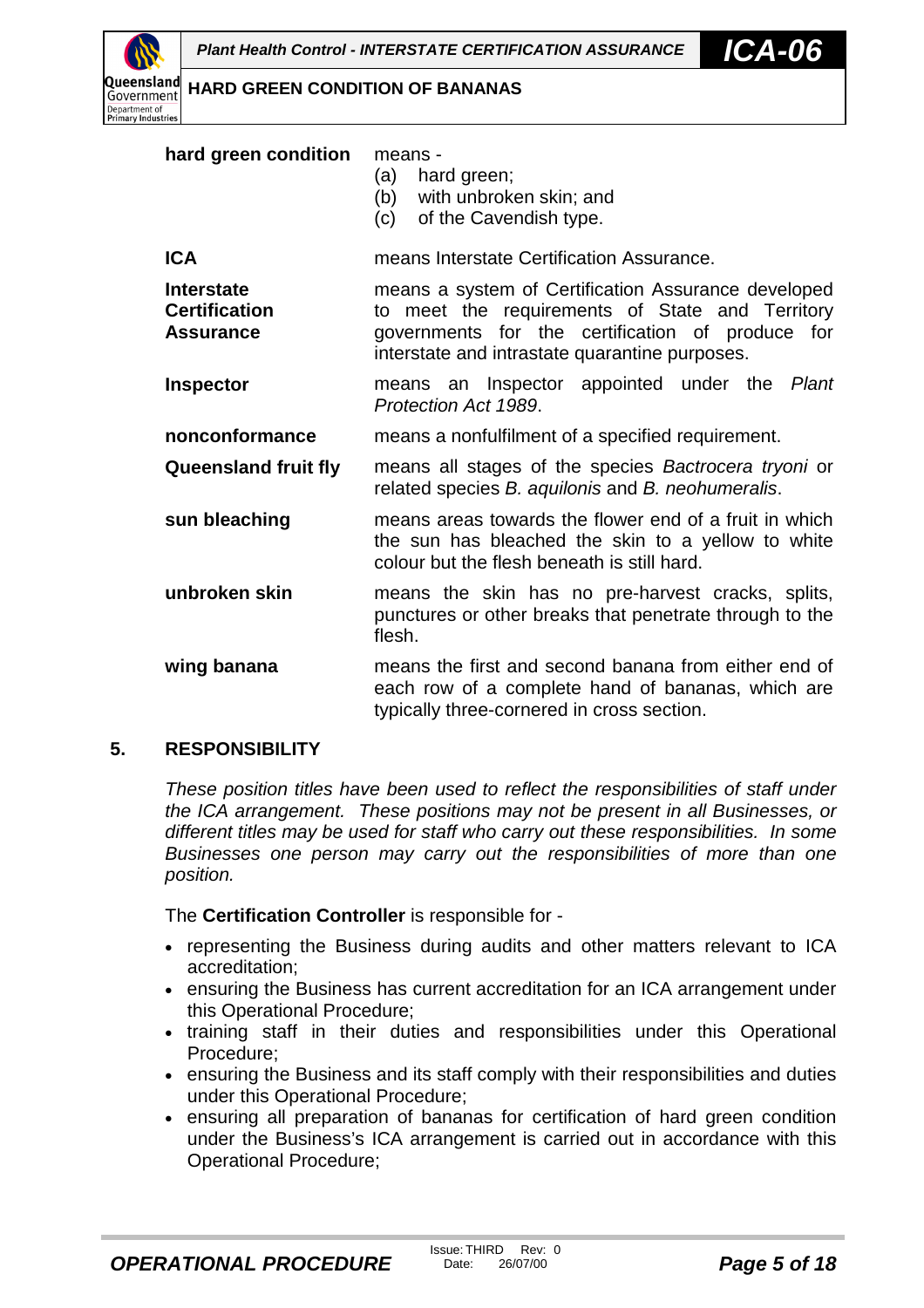| | |
|---|---|
| **hard green condition** | means - (a) hard green; (b) with unbroken skin; and (c) of the Cavendish type. |
| **ICA** | means Interstate Certification Assurance. |
| **Interstate Certification Assurance** | means a system of Certification Assurance developed to meet the requirements of State and Territory governments for the certification of produce for interstate and intrastate quarantine purposes. |
| **Inspector** | means an Inspector appointed under the *Plant Protection Act 1989*. |
| **nonconformance** | means a nonfulfilment of a specified requirement. |
| **Queensland fruit fly** | means all stages of the species *Bactrocera tryoni* or related species *B. aquilonis* and *B. neohumeralis*. |
| **sun bleaching** | means areas towards the flower end of a fruit in which the sun has bleached the skin to a yellow to white colour but the flesh beneath is still hard. |
| **unbroken skin** | means the skin has no pre-harvest cracks, splits, punctures or other breaks that penetrate through to the flesh. |
| **wing banana** | means the first and second banana from either end of each row of a complete hand of bananas, which are typically three-cornered in cross section. |

## 5. RESPONSIBILITY

*These position titles have been used to reflect the responsibilities of staff under the ICA arrangement. These positions may not be present in all Businesses, or different titles may be used for staff who carry out these responsibilities. In some Businesses one person may carry out the responsibilities of more than one position.*

The **Certification Controller** is responsible for -

- representing the Business during audits and other matters relevant to ICA accreditation;
- ensuring the Business has current accreditation for an ICA arrangement under this Operational Procedure;
- training staff in their duties and responsibilities under this Operational Procedure;
- ensuring the Business and its staff comply with their responsibilities and duties under this Operational Procedure;
- ensuring all preparation of bananas for certification of hard green condition under the Business's ICA arrangement is carried out in accordance with this Operational Procedure;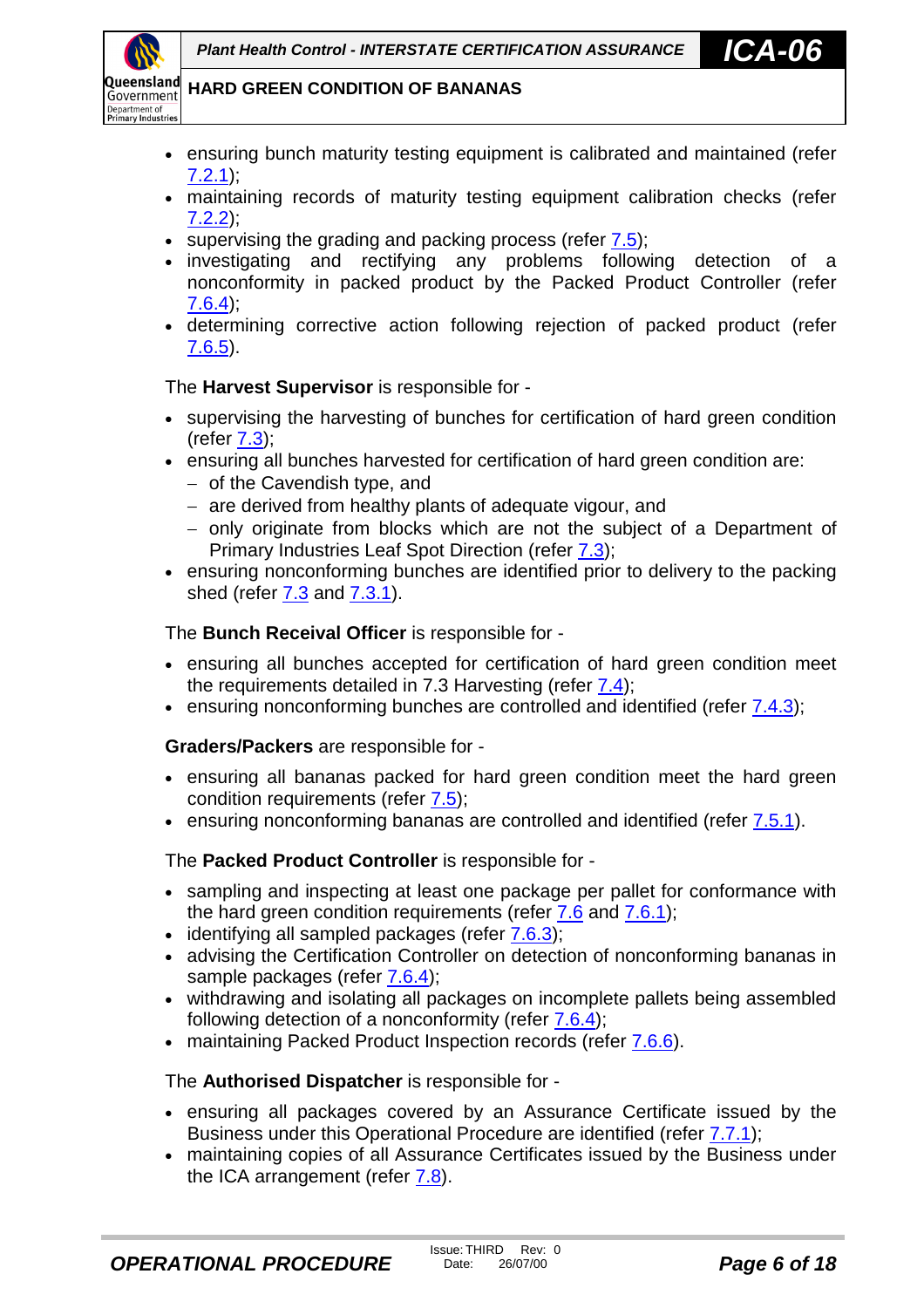- ensuring bunch maturity testing equipment is calibrated and maintained (refer 7.2.1);
- maintaining records of maturity testing equipment calibration checks (refer 7.2.2);
- supervising the grading and packing process (refer 7.5);
- investigating and rectifying any problems following detection of a nonconformity in packed product by the Packed Product Controller (refer 7.6.4);
- determining corrective action following rejection of packed product (refer 7.6.5).

The **Harvest Supervisor** is responsible for -

- supervising the harvesting of bunches for certification of hard green condition (refer 7.3);
- ensuring all bunches harvested for certification of hard green condition are:
  - of the Cavendish type, and
  - are derived from healthy plants of adequate vigour, and
  - only originate from blocks which are not the subject of a Department of Primary Industries Leaf Spot Direction (refer 7.3);
- ensuring nonconforming bunches are identified prior to delivery to the packing shed (refer 7.3 and 7.3.1).

The **Bunch Receival Officer** is responsible for -

- ensuring all bunches accepted for certification of hard green condition meet the requirements detailed in 7.3 Harvesting (refer 7.4);
- ensuring nonconforming bunches are controlled and identified (refer 7.4.3);

**Graders/Packers** are responsible for -

- ensuring all bananas packed for hard green condition meet the hard green condition requirements (refer 7.5);
- ensuring nonconforming bananas are controlled and identified (refer 7.5.1).

The **Packed Product Controller** is responsible for -

- sampling and inspecting at least one package per pallet for conformance with the hard green condition requirements (refer 7.6 and 7.6.1);
- identifying all sampled packages (refer 7.6.3);
- advising the Certification Controller on detection of nonconforming bananas in sample packages (refer 7.6.4);
- withdrawing and isolating all packages on incomplete pallets being assembled following detection of a nonconformity (refer 7.6.4);
- maintaining Packed Product Inspection records (refer 7.6.6).

The **Authorised Dispatcher** is responsible for -

- ensuring all packages covered by an Assurance Certificate issued by the Business under this Operational Procedure are identified (refer 7.7.1);
- maintaining copies of all Assurance Certificates issued by the Business under the ICA arrangement (refer 7.8).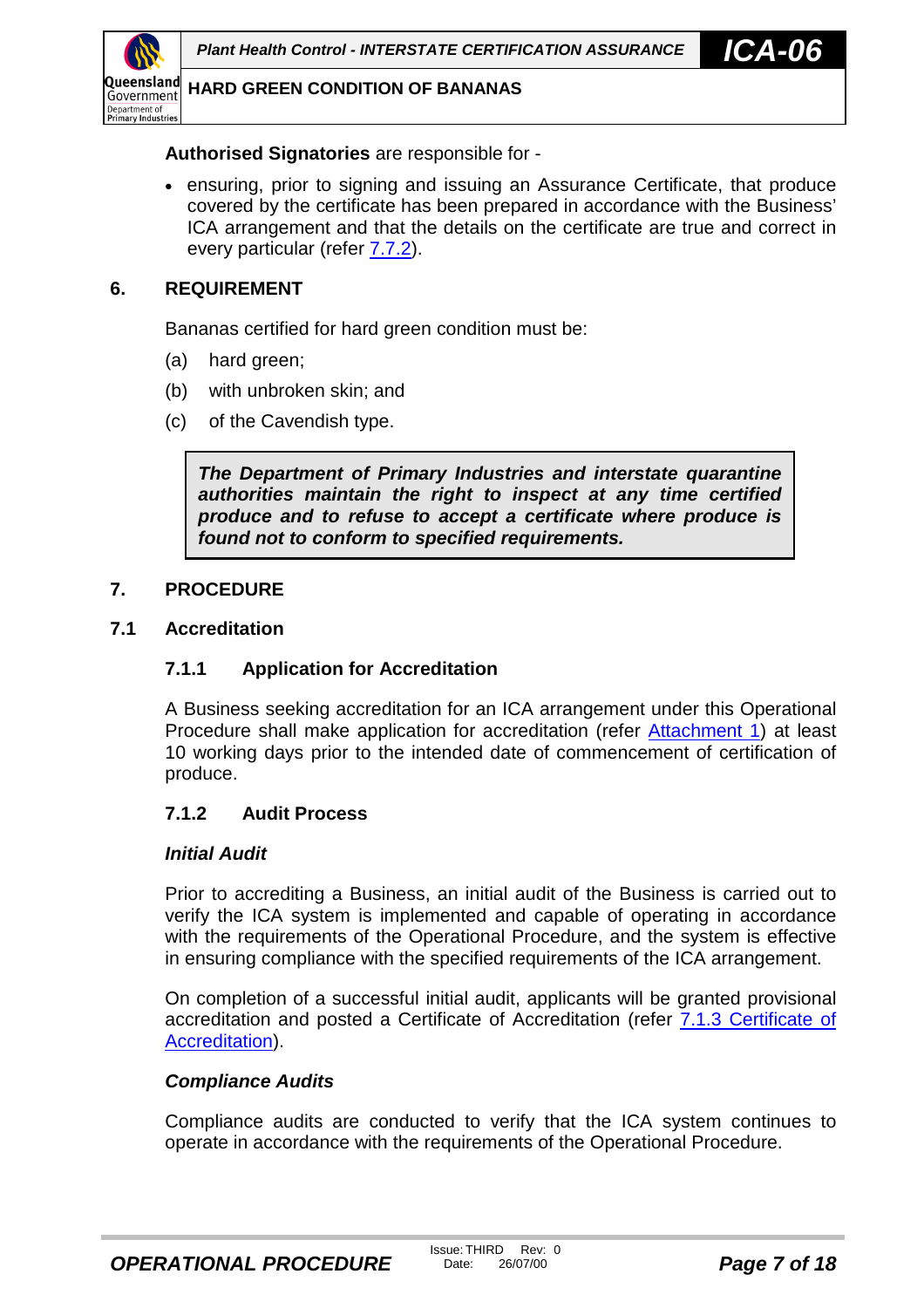**Authorised Signatories** are responsible for -

- ensuring, prior to signing and issuing an Assurance Certificate, that produce covered by the certificate has been prepared in accordance with the Business' ICA arrangement and that the details on the certificate are true and correct in every particular (refer 7.7.2).

## 6. REQUIREMENT

Bananas certified for hard green condition must be:

(a) hard green;

(b) with unbroken skin; and

(c) of the Cavendish type.

> ***The Department of Primary Industries and interstate quarantine authorities maintain the right to inspect at any time certified produce and to refuse to accept a certificate where produce is found not to conform to specified requirements.***

## 7. PROCEDURE

### 7.1 Accreditation

#### 7.1.1 Application for Accreditation

A Business seeking accreditation for an ICA arrangement under this Operational Procedure shall make application for accreditation (refer Attachment 1) at least 10 working days prior to the intended date of commencement of certification of produce.

#### 7.1.2 Audit Process

***Initial Audit***

Prior to accrediting a Business, an initial audit of the Business is carried out to verify the ICA system is implemented and capable of operating in accordance with the requirements of the Operational Procedure, and the system is effective in ensuring compliance with the specified requirements of the ICA arrangement.

On completion of a successful initial audit, applicants will be granted provisional accreditation and posted a Certificate of Accreditation (refer 7.1.3 Certificate of Accreditation).

***Compliance Audits***

Compliance audits are conducted to verify that the ICA system continues to operate in accordance with the requirements of the Operational Procedure.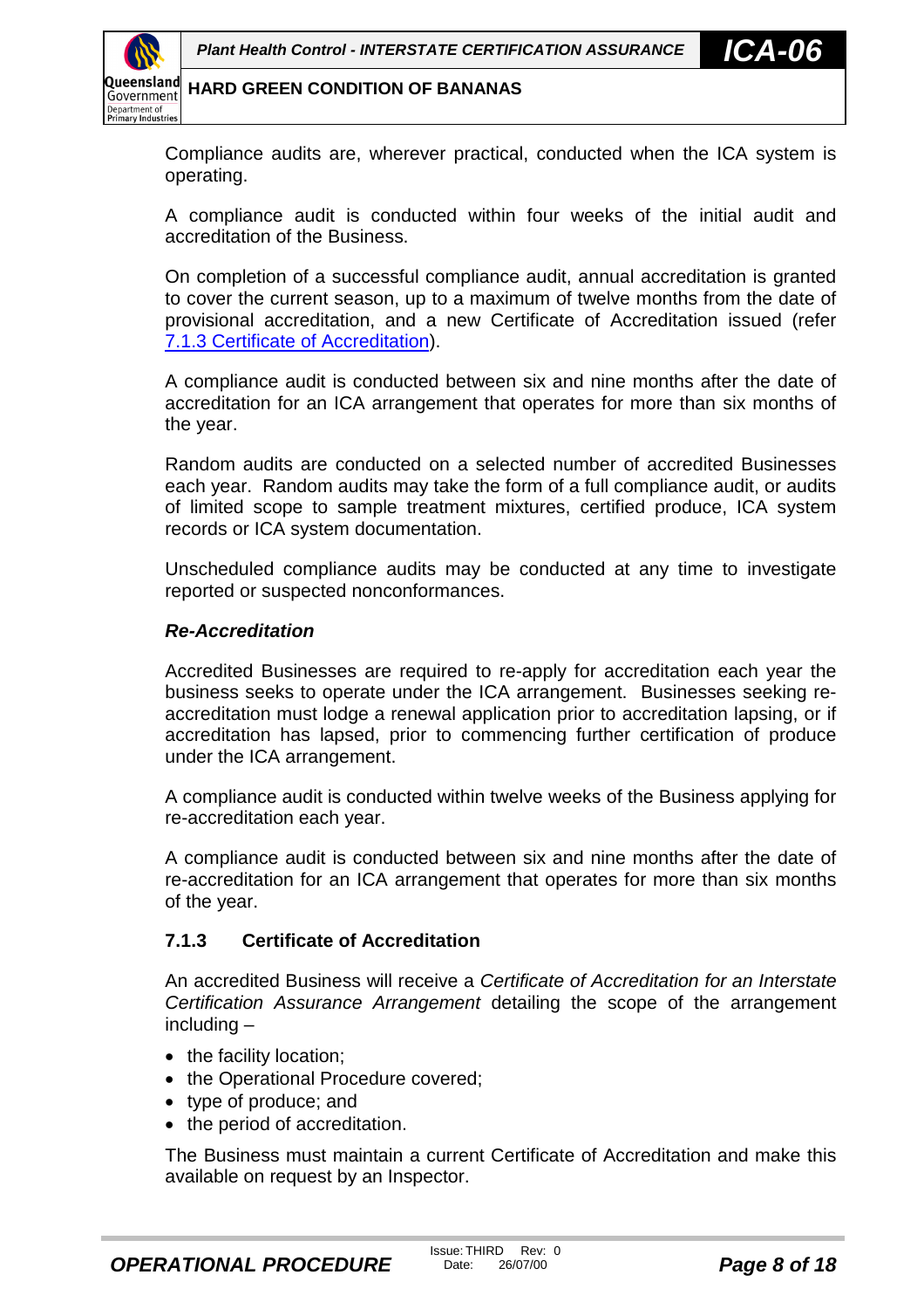Compliance audits are, wherever practical, conducted when the ICA system is operating.

A compliance audit is conducted within four weeks of the initial audit and accreditation of the Business.

On completion of a successful compliance audit, annual accreditation is granted to cover the current season, up to a maximum of twelve months from the date of provisional accreditation, and a new Certificate of Accreditation issued (refer 7.1.3 Certificate of Accreditation).

A compliance audit is conducted between six and nine months after the date of accreditation for an ICA arrangement that operates for more than six months of the year.

Random audits are conducted on a selected number of accredited Businesses each year. Random audits may take the form of a full compliance audit, or audits of limited scope to sample treatment mixtures, certified produce, ICA system records or ICA system documentation.

Unscheduled compliance audits may be conducted at any time to investigate reported or suspected nonconformances.

***Re-Accreditation***

Accredited Businesses are required to re-apply for accreditation each year the business seeks to operate under the ICA arrangement. Businesses seeking re-accreditation must lodge a renewal application prior to accreditation lapsing, or if accreditation has lapsed, prior to commencing further certification of produce under the ICA arrangement.

A compliance audit is conducted within twelve weeks of the Business applying for re-accreditation each year.

A compliance audit is conducted between six and nine months after the date of re-accreditation for an ICA arrangement that operates for more than six months of the year.

### 7.1.3 Certificate of Accreditation

An accredited Business will receive a *Certificate of Accreditation for an Interstate Certification Assurance Arrangement* detailing the scope of the arrangement including –

- the facility location;
- the Operational Procedure covered;
- type of produce; and
- the period of accreditation.

The Business must maintain a current Certificate of Accreditation and make this available on request by an Inspector.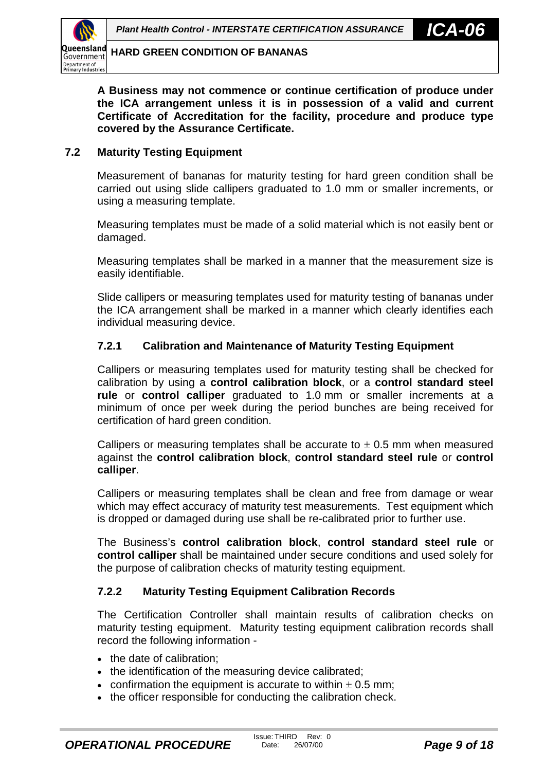**A Business may not commence or continue certification of produce under the ICA arrangement unless it is in possession of a valid and current Certificate of Accreditation for the facility, procedure and produce type covered by the Assurance Certificate.**

## 7.2 Maturity Testing Equipment

Measurement of bananas for maturity testing for hard green condition shall be carried out using slide callipers graduated to 1.0 mm or smaller increments, or using a measuring template.

Measuring templates must be made of a solid material which is not easily bent or damaged.

Measuring templates shall be marked in a manner that the measurement size is easily identifiable.

Slide callipers or measuring templates used for maturity testing of bananas under the ICA arrangement shall be marked in a manner which clearly identifies each individual measuring device.

### 7.2.1 Calibration and Maintenance of Maturity Testing Equipment

Callipers or measuring templates used for maturity testing shall be checked for calibration by using a **control calibration block**, or a **control standard steel rule** or **control calliper** graduated to 1.0 mm or smaller increments at a minimum of once per week during the period bunches are being received for certification of hard green condition.

Callipers or measuring templates shall be accurate to $\pm$ 0.5 mm when measured against the **control calibration block**, **control standard steel rule** or **control calliper**.

Callipers or measuring templates shall be clean and free from damage or wear which may effect accuracy of maturity test measurements. Test equipment which is dropped or damaged during use shall be re-calibrated prior to further use.

The Business's **control calibration block**, **control standard steel rule** or **control calliper** shall be maintained under secure conditions and used solely for the purpose of calibration checks of maturity testing equipment.

### 7.2.2 Maturity Testing Equipment Calibration Records

The Certification Controller shall maintain results of calibration checks on maturity testing equipment. Maturity testing equipment calibration records shall record the following information -

- the date of calibration;
- the identification of the measuring device calibrated;
- confirmation the equipment is accurate to within $\pm$ 0.5 mm;
- the officer responsible for conducting the calibration check.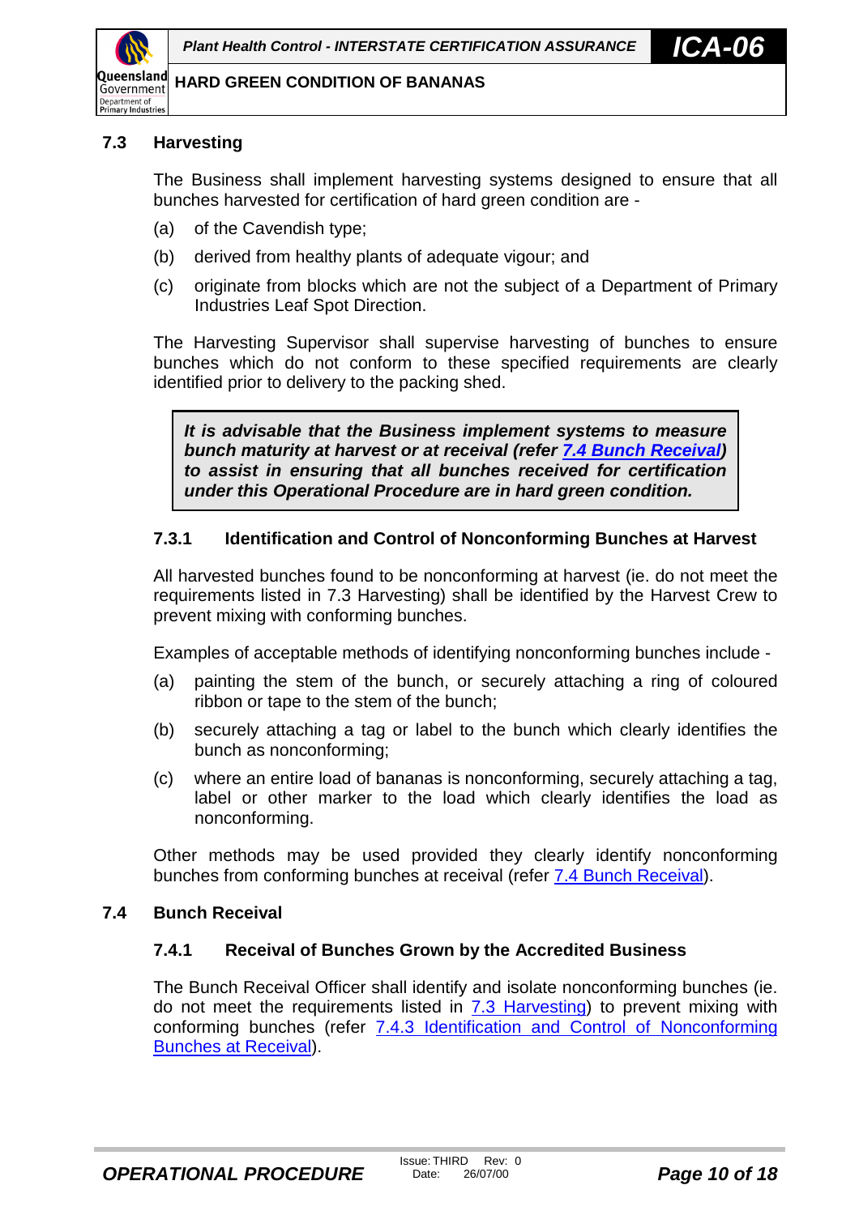### 7.3 Harvesting

The Business shall implement harvesting systems designed to ensure that all bunches harvested for certification of hard green condition are -

(a) of the Cavendish type;

(b) derived from healthy plants of adequate vigour; and

(c) originate from blocks which are not the subject of a Department of Primary Industries Leaf Spot Direction.

The Harvesting Supervisor shall supervise harvesting of bunches to ensure bunches which do not conform to these specified requirements are clearly identified prior to delivery to the packing shed.

> ***It is advisable that the Business implement systems to measure bunch maturity at harvest or at receival (refer 7.4 Bunch Receival) to assist in ensuring that all bunches received for certification under this Operational Procedure are in hard green condition.***

#### 7.3.1 Identification and Control of Nonconforming Bunches at Harvest

All harvested bunches found to be nonconforming at harvest (ie. do not meet the requirements listed in 7.3 Harvesting) shall be identified by the Harvest Crew to prevent mixing with conforming bunches.

Examples of acceptable methods of identifying nonconforming bunches include -

(a) painting the stem of the bunch, or securely attaching a ring of coloured ribbon or tape to the stem of the bunch;

(b) securely attaching a tag or label to the bunch which clearly identifies the bunch as nonconforming;

(c) where an entire load of bananas is nonconforming, securely attaching a tag, label or other marker to the load which clearly identifies the load as nonconforming.

Other methods may be used provided they clearly identify nonconforming bunches from conforming bunches at receival (refer 7.4 Bunch Receival).

### 7.4 Bunch Receival

#### 7.4.1 Receival of Bunches Grown by the Accredited Business

The Bunch Receival Officer shall identify and isolate nonconforming bunches (ie. do not meet the requirements listed in 7.3 Harvesting) to prevent mixing with conforming bunches (refer 7.4.3 Identification and Control of Nonconforming Bunches at Receival).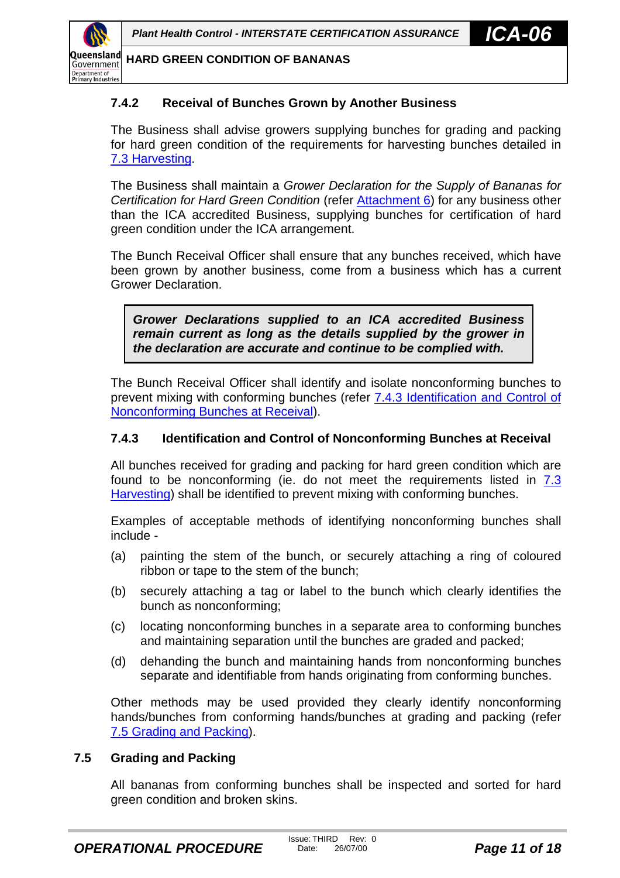### 7.4.2 Receival of Bunches Grown by Another Business

The Business shall advise growers supplying bunches for grading and packing for hard green condition of the requirements for harvesting bunches detailed in 7.3 Harvesting.

The Business shall maintain a *Grower Declaration for the Supply of Bananas for Certification for Hard Green Condition* (refer Attachment 6) for any business other than the ICA accredited Business, supplying bunches for certification of hard green condition under the ICA arrangement.

The Bunch Receival Officer shall ensure that any bunches received, which have been grown by another business, come from a business which has a current Grower Declaration.

> ***Grower Declarations supplied to an ICA accredited Business remain current as long as the details supplied by the grower in the declaration are accurate and continue to be complied with.***

The Bunch Receival Officer shall identify and isolate nonconforming bunches to prevent mixing with conforming bunches (refer 7.4.3 Identification and Control of Nonconforming Bunches at Receival).

### 7.4.3 Identification and Control of Nonconforming Bunches at Receival

All bunches received for grading and packing for hard green condition which are found to be nonconforming (ie. do not meet the requirements listed in 7.3 Harvesting) shall be identified to prevent mixing with conforming bunches.

Examples of acceptable methods of identifying nonconforming bunches shall include -

(a) painting the stem of the bunch, or securely attaching a ring of coloured ribbon or tape to the stem of the bunch;

(b) securely attaching a tag or label to the bunch which clearly identifies the bunch as nonconforming;

(c) locating nonconforming bunches in a separate area to conforming bunches and maintaining separation until the bunches are graded and packed;

(d) dehanding the bunch and maintaining hands from nonconforming bunches separate and identifiable from hands originating from conforming bunches.

Other methods may be used provided they clearly identify nonconforming hands/bunches from conforming hands/bunches at grading and packing (refer 7.5 Grading and Packing).

## 7.5 Grading and Packing

All bananas from conforming bunches shall be inspected and sorted for hard green condition and broken skins.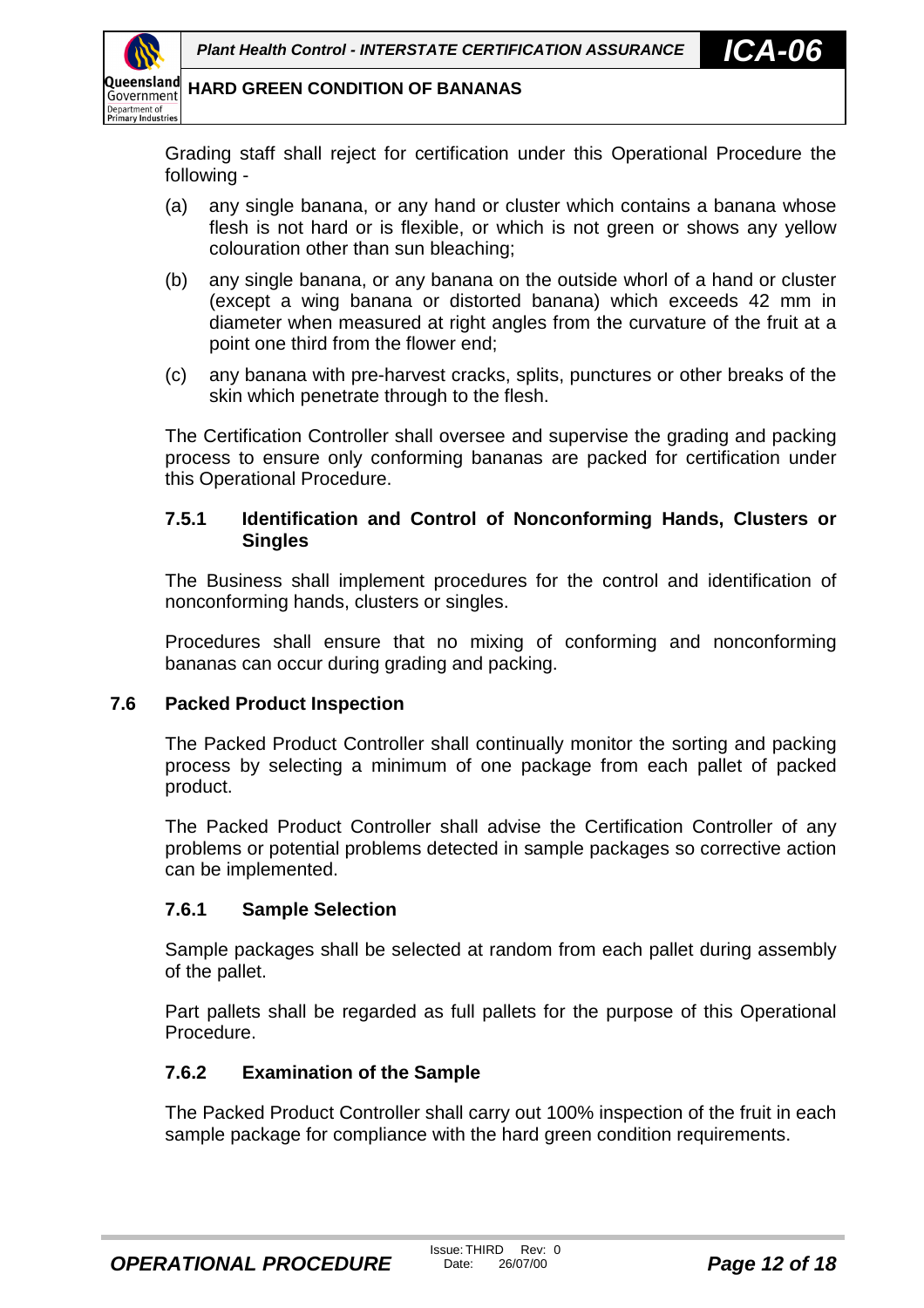Grading staff shall reject for certification under this Operational Procedure the following -

(a) any single banana, or any hand or cluster which contains a banana whose flesh is not hard or is flexible, or which is not green or shows any yellow colouration other than sun bleaching;

(b) any single banana, or any banana on the outside whorl of a hand or cluster (except a wing banana or distorted banana) which exceeds 42 mm in diameter when measured at right angles from the curvature of the fruit at a point one third from the flower end;

(c) any banana with pre-harvest cracks, splits, punctures or other breaks of the skin which penetrate through to the flesh.

The Certification Controller shall oversee and supervise the grading and packing process to ensure only conforming bananas are packed for certification under this Operational Procedure.

#### 7.5.1 Identification and Control of Nonconforming Hands, Clusters or Singles

The Business shall implement procedures for the control and identification of nonconforming hands, clusters or singles.

Procedures shall ensure that no mixing of conforming and nonconforming bananas can occur during grading and packing.

### 7.6 Packed Product Inspection

The Packed Product Controller shall continually monitor the sorting and packing process by selecting a minimum of one package from each pallet of packed product.

The Packed Product Controller shall advise the Certification Controller of any problems or potential problems detected in sample packages so corrective action can be implemented.

#### 7.6.1 Sample Selection

Sample packages shall be selected at random from each pallet during assembly of the pallet.

Part pallets shall be regarded as full pallets for the purpose of this Operational Procedure.

#### 7.6.2 Examination of the Sample

The Packed Product Controller shall carry out 100% inspection of the fruit in each sample package for compliance with the hard green condition requirements.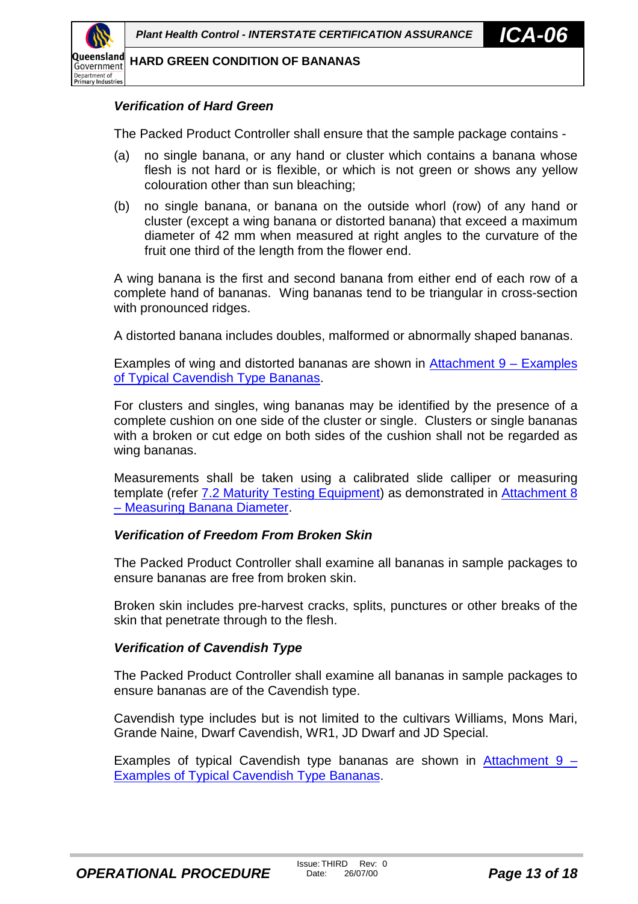### *Verification of Hard Green*

The Packed Product Controller shall ensure that the sample package contains -

(a) no single banana, or any hand or cluster which contains a banana whose flesh is not hard or is flexible, or which is not green or shows any yellow colouration other than sun bleaching;

(b) no single banana, or banana on the outside whorl (row) of any hand or cluster (except a wing banana or distorted banana) that exceed a maximum diameter of 42 mm when measured at right angles to the curvature of the fruit one third of the length from the flower end.

A wing banana is the first and second banana from either end of each row of a complete hand of bananas. Wing bananas tend to be triangular in cross-section with pronounced ridges.

A distorted banana includes doubles, malformed or abnormally shaped bananas.

Examples of wing and distorted bananas are shown in Attachment 9 – Examples of Typical Cavendish Type Bananas.

For clusters and singles, wing bananas may be identified by the presence of a complete cushion on one side of the cluster or single. Clusters or single bananas with a broken or cut edge on both sides of the cushion shall not be regarded as wing bananas.

Measurements shall be taken using a calibrated slide calliper or measuring template (refer 7.2 Maturity Testing Equipment) as demonstrated in Attachment 8 – Measuring Banana Diameter.

### *Verification of Freedom From Broken Skin*

The Packed Product Controller shall examine all bananas in sample packages to ensure bananas are free from broken skin.

Broken skin includes pre-harvest cracks, splits, punctures or other breaks of the skin that penetrate through to the flesh.

### *Verification of Cavendish Type*

The Packed Product Controller shall examine all bananas in sample packages to ensure bananas are of the Cavendish type.

Cavendish type includes but is not limited to the cultivars Williams, Mons Mari, Grande Naine, Dwarf Cavendish, WR1, JD Dwarf and JD Special.

Examples of typical Cavendish type bananas are shown in Attachment 9 – Examples of Typical Cavendish Type Bananas.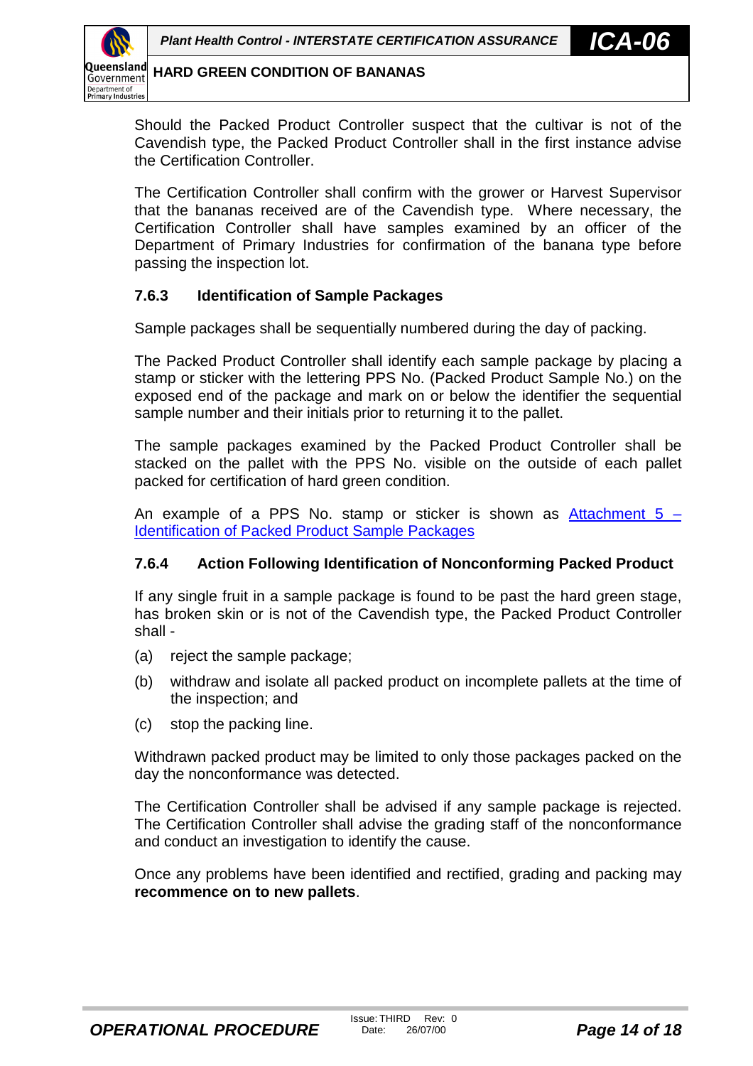Should the Packed Product Controller suspect that the cultivar is not of the Cavendish type, the Packed Product Controller shall in the first instance advise the Certification Controller.

The Certification Controller shall confirm with the grower or Harvest Supervisor that the bananas received are of the Cavendish type. Where necessary, the Certification Controller shall have samples examined by an officer of the Department of Primary Industries for confirmation of the banana type before passing the inspection lot.

### 7.6.3 Identification of Sample Packages

Sample packages shall be sequentially numbered during the day of packing.

The Packed Product Controller shall identify each sample package by placing a stamp or sticker with the lettering PPS No. (Packed Product Sample No.) on the exposed end of the package and mark on or below the identifier the sequential sample number and their initials prior to returning it to the pallet.

The sample packages examined by the Packed Product Controller shall be stacked on the pallet with the PPS No. visible on the outside of each pallet packed for certification of hard green condition.

An example of a PPS No. stamp or sticker is shown as Attachment 5 – Identification of Packed Product Sample Packages

### 7.6.4 Action Following Identification of Nonconforming Packed Product

If any single fruit in a sample package is found to be past the hard green stage, has broken skin or is not of the Cavendish type, the Packed Product Controller shall -

(a) reject the sample package;

(b) withdraw and isolate all packed product on incomplete pallets at the time of the inspection; and

(c) stop the packing line.

Withdrawn packed product may be limited to only those packages packed on the day the nonconformance was detected.

The Certification Controller shall be advised if any sample package is rejected. The Certification Controller shall advise the grading staff of the nonconformance and conduct an investigation to identify the cause.

Once any problems have been identified and rectified, grading and packing may **recommence on to new pallets**.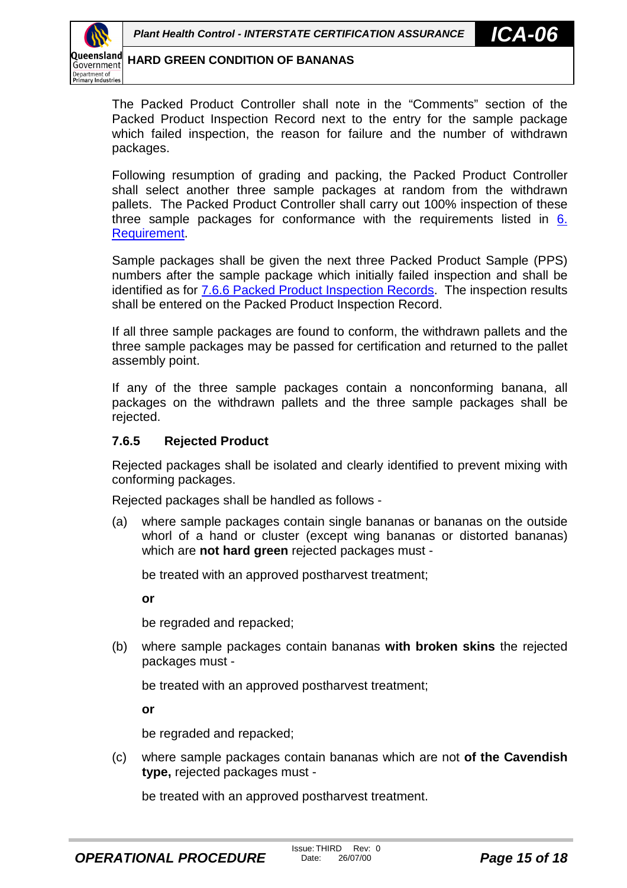The Packed Product Controller shall note in the "Comments" section of the Packed Product Inspection Record next to the entry for the sample package which failed inspection, the reason for failure and the number of withdrawn packages.

Following resumption of grading and packing, the Packed Product Controller shall select another three sample packages at random from the withdrawn pallets. The Packed Product Controller shall carry out 100% inspection of these three sample packages for conformance with the requirements listed in 6. Requirement.

Sample packages shall be given the next three Packed Product Sample (PPS) numbers after the sample package which initially failed inspection and shall be identified as for 7.6.6 Packed Product Inspection Records. The inspection results shall be entered on the Packed Product Inspection Record.

If all three sample packages are found to conform, the withdrawn pallets and the three sample packages may be passed for certification and returned to the pallet assembly point.

If any of the three sample packages contain a nonconforming banana, all packages on the withdrawn pallets and the three sample packages shall be rejected.

### 7.6.5 Rejected Product

Rejected packages shall be isolated and clearly identified to prevent mixing with conforming packages.

Rejected packages shall be handled as follows -

(a) where sample packages contain single bananas or bananas on the outside whorl of a hand or cluster (except wing bananas or distorted bananas) which are **not hard green** rejected packages must -

be treated with an approved postharvest treatment;

**or**

be regraded and repacked;

(b) where sample packages contain bananas **with broken skins** the rejected packages must -

be treated with an approved postharvest treatment;

**or**

be regraded and repacked;

(c) where sample packages contain bananas which are not **of the Cavendish type,** rejected packages must -

be treated with an approved postharvest treatment.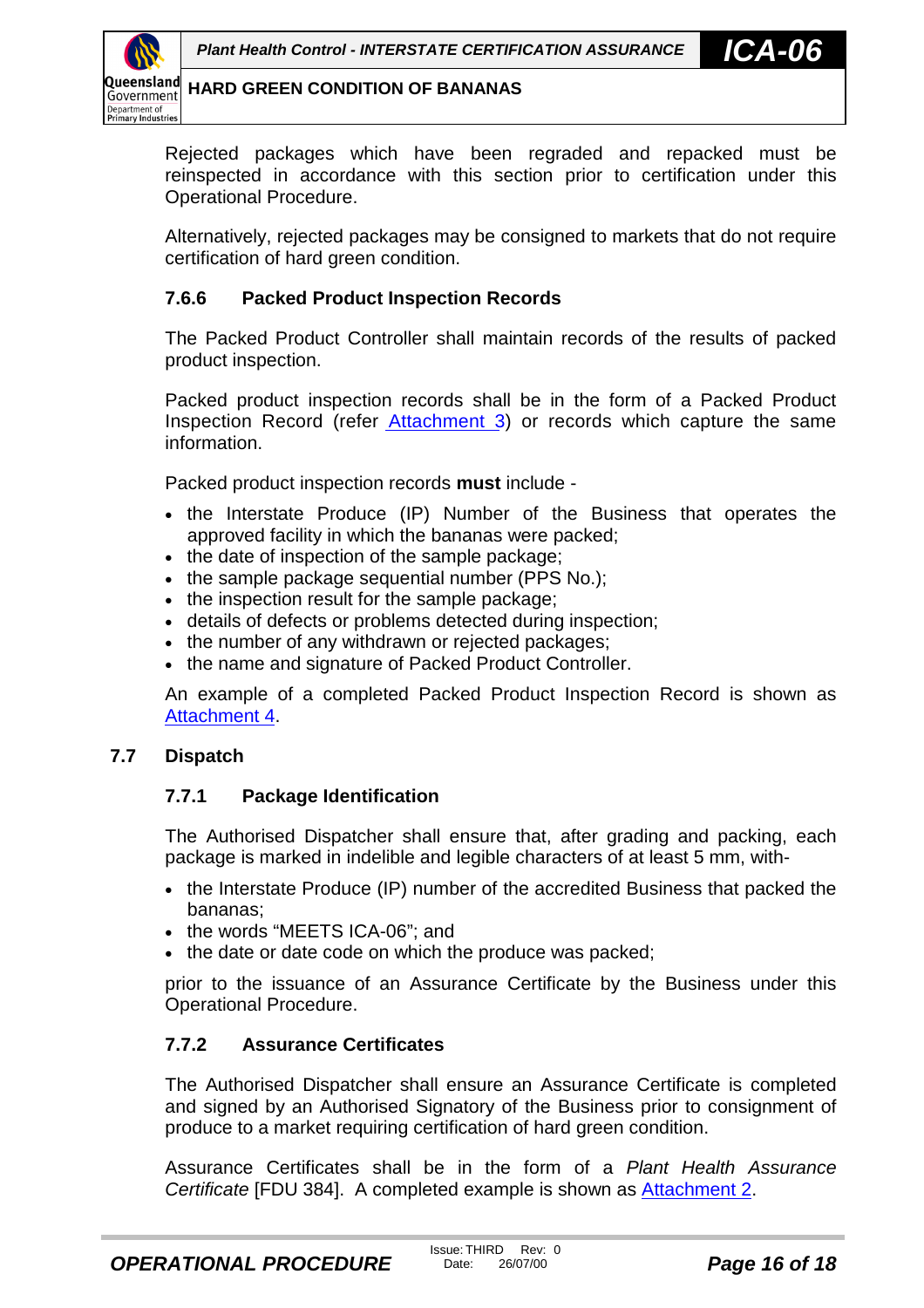Rejected packages which have been regraded and repacked must be reinspected in accordance with this section prior to certification under this Operational Procedure.

Alternatively, rejected packages may be consigned to markets that do not require certification of hard green condition.

### 7.6.6 Packed Product Inspection Records

The Packed Product Controller shall maintain records of the results of packed product inspection.

Packed product inspection records shall be in the form of a Packed Product Inspection Record (refer Attachment 3) or records which capture the same information.

Packed product inspection records **must** include -

- the Interstate Produce (IP) Number of the Business that operates the approved facility in which the bananas were packed;
- the date of inspection of the sample package;
- the sample package sequential number (PPS No.);
- the inspection result for the sample package;
- details of defects or problems detected during inspection;
- the number of any withdrawn or rejected packages;
- the name and signature of Packed Product Controller.

An example of a completed Packed Product Inspection Record is shown as Attachment 4.

## 7.7 Dispatch

### 7.7.1 Package Identification

The Authorised Dispatcher shall ensure that, after grading and packing, each package is marked in indelible and legible characters of at least 5 mm, with-

- the Interstate Produce (IP) number of the accredited Business that packed the bananas;
- the words "MEETS ICA-06"; and
- the date or date code on which the produce was packed;

prior to the issuance of an Assurance Certificate by the Business under this Operational Procedure.

### 7.7.2 Assurance Certificates

The Authorised Dispatcher shall ensure an Assurance Certificate is completed and signed by an Authorised Signatory of the Business prior to consignment of produce to a market requiring certification of hard green condition.

Assurance Certificates shall be in the form of a *Plant Health Assurance Certificate* [FDU 384]. A completed example is shown as Attachment 2.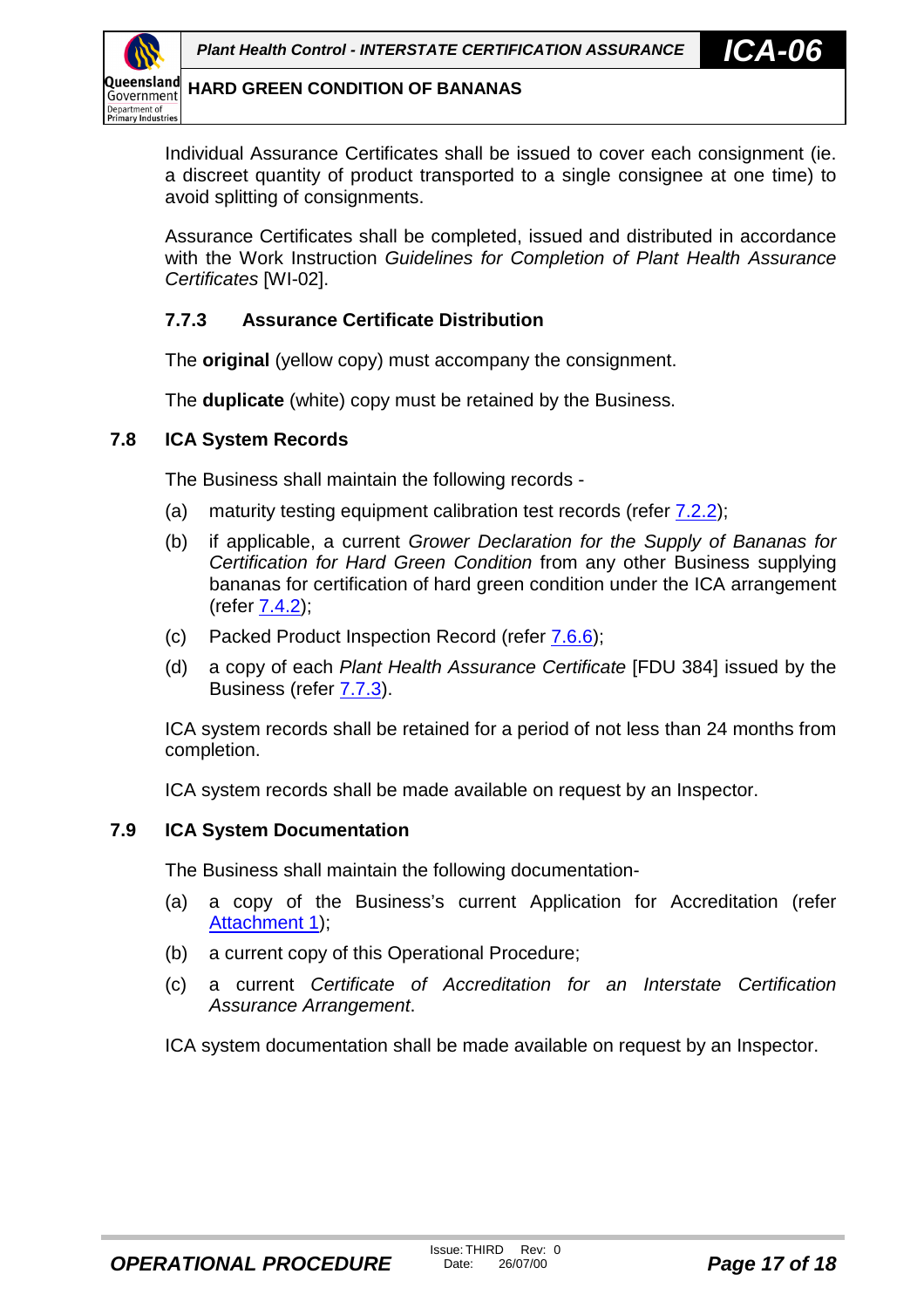Individual Assurance Certificates shall be issued to cover each consignment (ie. a discreet quantity of product transported to a single consignee at one time) to avoid splitting of consignments.

Assurance Certificates shall be completed, issued and distributed in accordance with the Work Instruction *Guidelines for Completion of Plant Health Assurance Certificates* [WI-02].

#### 7.7.3 Assurance Certificate Distribution

The **original** (yellow copy) must accompany the consignment.

The **duplicate** (white) copy must be retained by the Business.

### 7.8 ICA System Records

The Business shall maintain the following records -

(a) maturity testing equipment calibration test records (refer 7.2.2);

(b) if applicable, a current *Grower Declaration for the Supply of Bananas for Certification for Hard Green Condition* from any other Business supplying bananas for certification of hard green condition under the ICA arrangement (refer 7.4.2);

(c) Packed Product Inspection Record (refer 7.6.6);

(d) a copy of each *Plant Health Assurance Certificate* [FDU 384] issued by the Business (refer 7.7.3).

ICA system records shall be retained for a period of not less than 24 months from completion.

ICA system records shall be made available on request by an Inspector.

### 7.9 ICA System Documentation

The Business shall maintain the following documentation-

(a) a copy of the Business's current Application for Accreditation (refer Attachment 1);

(b) a current copy of this Operational Procedure;

(c) a current *Certificate of Accreditation for an Interstate Certification Assurance Arrangement*.

ICA system documentation shall be made available on request by an Inspector.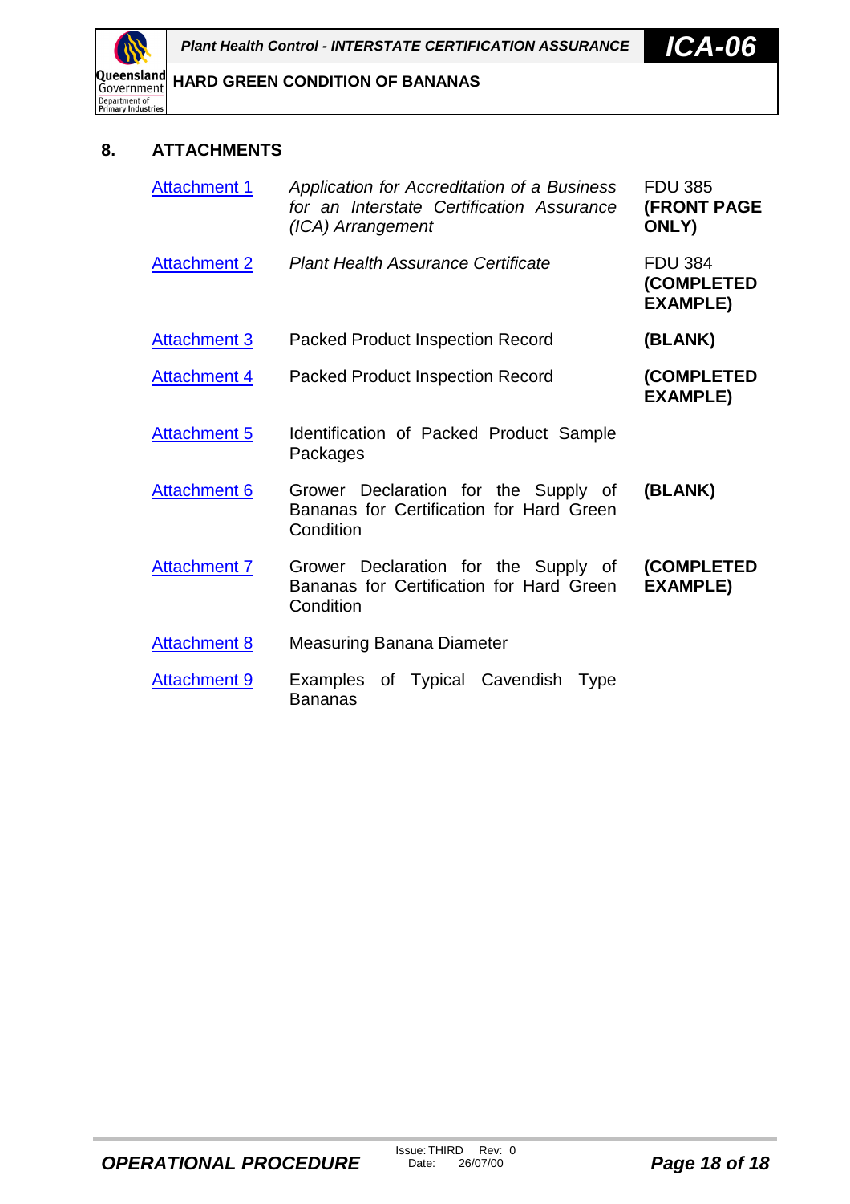## 8. ATTACHMENTS

| | | |
|---|---|---|
| Attachment 1 | *Application for Accreditation of a Business for an Interstate Certification Assurance (ICA) Arrangement* | FDU 385 **(FRONT PAGE ONLY)** |
| Attachment 2 | *Plant Health Assurance Certificate* | FDU 384 **(COMPLETED EXAMPLE)** |
| Attachment 3 | Packed Product Inspection Record | **(BLANK)** |
| Attachment 4 | Packed Product Inspection Record | **(COMPLETED EXAMPLE)** |
| Attachment 5 | Identification of Packed Product Sample Packages | |
| Attachment 6 | Grower Declaration for the Supply of Bananas for Certification for Hard Green Condition | **(BLANK)** |
| Attachment 7 | Grower Declaration for the Supply of Bananas for Certification for Hard Green Condition | **(COMPLETED EXAMPLE)** |
| Attachment 8 | Measuring Banana Diameter | |
| Attachment 9 | Examples of Typical Cavendish Type Bananas | |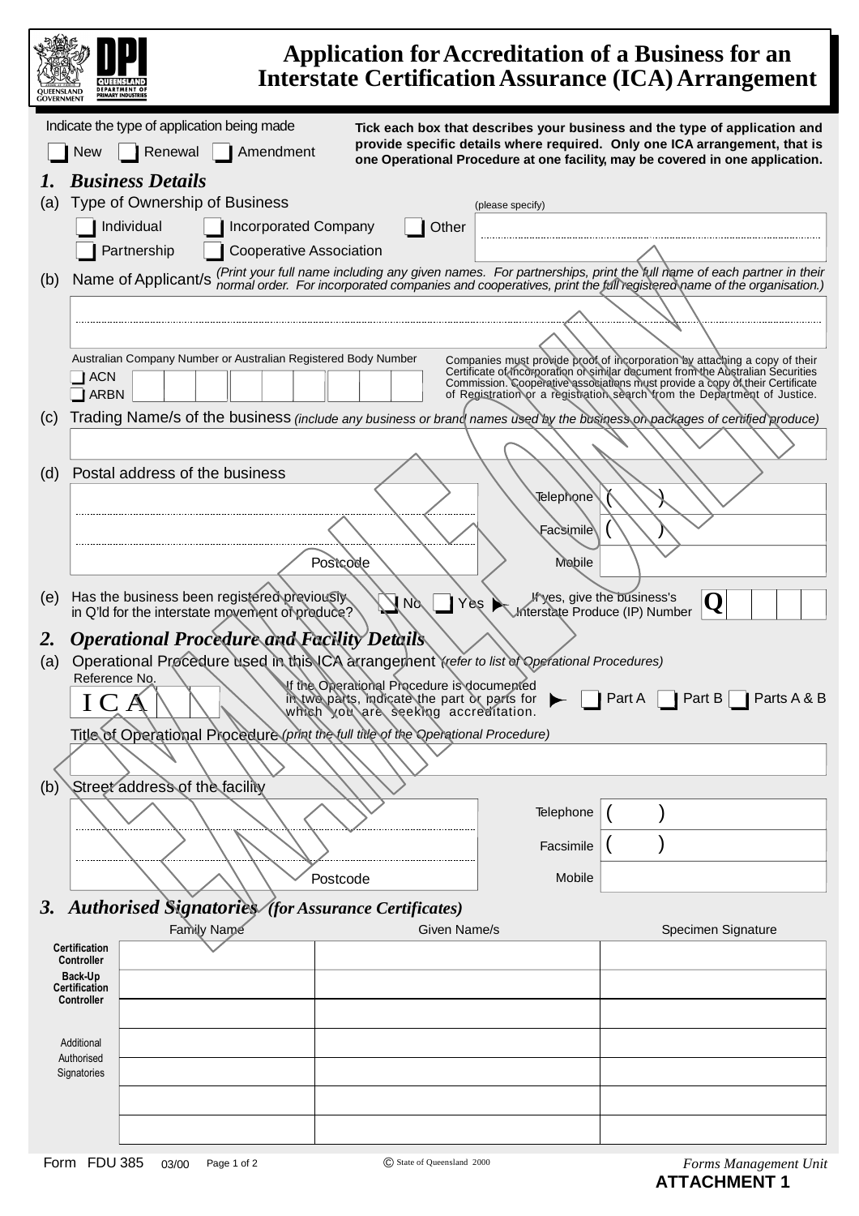# Application for Accreditation of a Business for an Interstate Certification Assurance (ICA) Arrangement

Indicate the type of application being made

☐ New ☐ Renewal ☐ Amendment

**Tick each box that describes your business and the type of application and provide specific details where required. Only one ICA arrangement, that is one Operational Procedure at one facility, may be covered in one application.**

EXAMPLE ONLY

## 1. *Business Details*

(a) Type of Ownership of Business

☐ Individual ☐ Incorporated Company ☐ Other (please specify) ..........

☐ Partnership ☐ Cooperative Association

(b) Name of Applicant/s *(Print your full name including any given names. For partnerships, print the full name of each partner in their normal order. For incorporated companies and cooperatives, print the full registered name of the organisation.)*

..........

Australian Company Number or Australian Registered Body Number

☐ ACN
☐ ARBN

Companies must provide proof of incorporation by attaching a copy of their Certificate of Incorporation or similar document from the Australian Securities Commission. Cooperative associations must provide a copy of their Certificate of Registration or a registration search from the Department of Justice.

(c) Trading Name/s of the business *(include any business or brand names used by the business on packages of certified produce)*

..........

(d) Postal address of the business

..........

Postcode

Telephone ( )
Facsimile ( )
Mobile

(e) Has the business been registered previously in Q'ld for the interstate movement of produce? ☐ No ☐ Yes ► If yes, give the business's Interstate Produce (IP) Number **Q**

## 2. *Operational Procedure and Facility Details*

(a) Operational Procedure used in this ICA arrangement *(refer to list of Operational Procedures)*

Reference No. ICA

If the Operational Procedure is documented in two parts, indicate the part or parts for which you are seeking accreditation. ► ☐ Part A ☐ Part B ☐ Parts A & B

Title of Operational Procedure *(print the full title of the Operational Procedure)*

..........

(b) Street address of the facility

..........

Postcode

Telephone ( )
Facsimile ( )
Mobile

## 3. *Authorised Signatories (for Assurance Certificates)*

| | Family Name | Given Name/s | Specimen Signature |
|---|---|---|---|
| Certification Controller | | | |
| Back-Up Certification Controller | | | |
| | | | |
| Additional Authorised Signatories | | | |
| | | | |
| | | | |
| | | | |

Form FDU 385 03/00 © State of Queensland 2000 *Forms Management Unit*

**ATTACHMENT 1**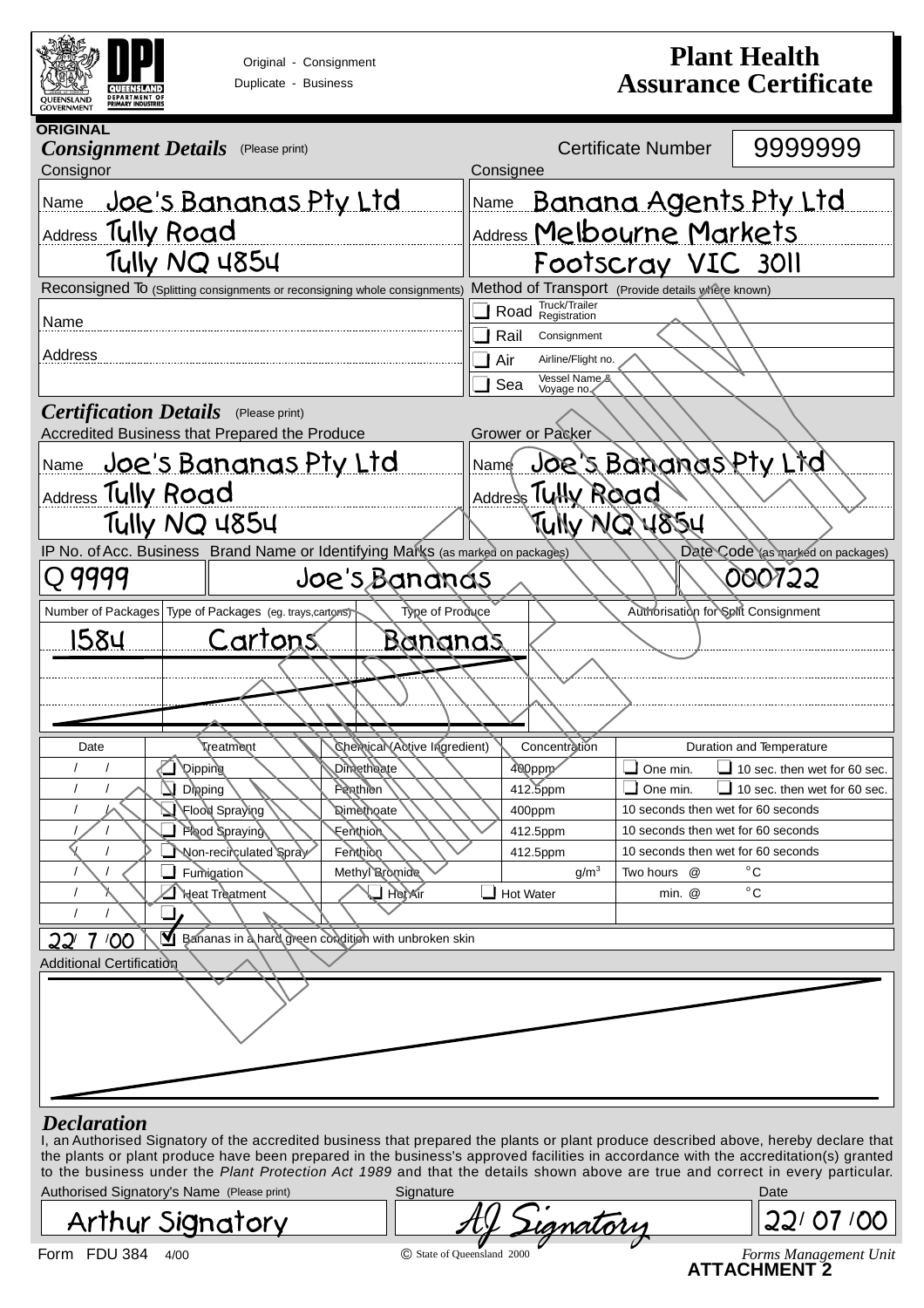Original - Consignment
Duplicate - Business

# Plant Health Assurance Certificate

ORIGINAL

## *Consignment Details* (Please print)

Certificate Number: 9999999

| Consignor | Consignee |
|---|---|
| Name: Joe's Bananas Pty Ltd | Name: Banana Agents Pty Ltd |
| Address: Tully Road, Tully NQ 4854 | Address: Melbourne Markets, Footscray VIC 3011 |

**Reconsigned To** (Splitting consignments or reconsigning whole consignments)

Name

Address

**Method of Transport** (Provide details where known)

- ❑ Road — Truck/Trailer Registration
- ❑ Rail — Consignment
- ❑ Air — Airline/Flight no.
- ❑ Sea — Vessel Name & Voyage no.

## *Certification Details* (Please print)

| Accredited Business that Prepared the Produce | Grower or Packer |
|---|---|
| Name: Joe's Bananas Pty Ltd | Name: Joe's Bananas Pty Ltd |
| Address: Tully Road, Tully NQ 4854 | Address: Tully Road, Tully NQ 4854 |

| IP No. of Acc. Business | Brand Name or Identifying Marks (as marked on packages) | Date Code (as marked on packages) |
|---|---|---|
| Q 9999 | Joe's Bananas | 000722 |

| Number of Packages | Type of Packages (eg. trays,cartons) | Type of Produce | Authorisation for Split Consignment |
|---|---|---|---|
| 1584 | Cartons | Bananas | |
| | | | |
| | | | |
| | | | |

| Date | Treatment | Chemical (Active Ingredient) | Concentration | Duration and Temperature |
|---|---|---|---|---|
| / / | ❑ Dipping | Dimethoate | 400ppm | ❑ One min. ❑ 10 sec. then wet for 60 sec. |
| / / | ❑ Dipping | Fenthion | 412.5ppm | ❑ One min. ❑ 10 sec. then wet for 60 sec. |
| / / | ❑ Flood Spraying | Dimethoate | 400ppm | 10 seconds then wet for 60 seconds |
| / / | ❑ Flood Spraying | Fenthion | 412.5ppm | 10 seconds then wet for 60 seconds |
| / / | ❑ Non-recirculated Spray | Fenthion | 412.5ppm | 10 seconds then wet for 60 seconds |
| / / | ❑ Fumigation | Methyl Bromide | g/m³ | Two hours @ °C |
| / / | ❑ Heat Treatment | ❑ Hot Air ❑ Hot Water | | min. @ °C |
| / / | ❑ | | | |
| 22/ 7 /00 | ☑ Bananas in a hard green condition with unbroken skin | | | |

**Additional Certification**

## *Declaration*

I, an Authorised Signatory of the accredited business that prepared the plants or plant produce described above, hereby declare that the plants or plant produce have been prepared in the business's approved facilities in accordance with the accreditation(s) granted to the business under the *Plant Protection Act 1989* and that the details shown above are true and correct in every particular.

| Authorised Signatory's Name (Please print) | Signature | Date |
|---|---|---|
| Arthur Signatory | AJ Signatory | 22/ 07 /00 |

Form FDU 384 4/00 © State of Queensland 2000 *Forms Management Unit*

**ATTACHMENT 2**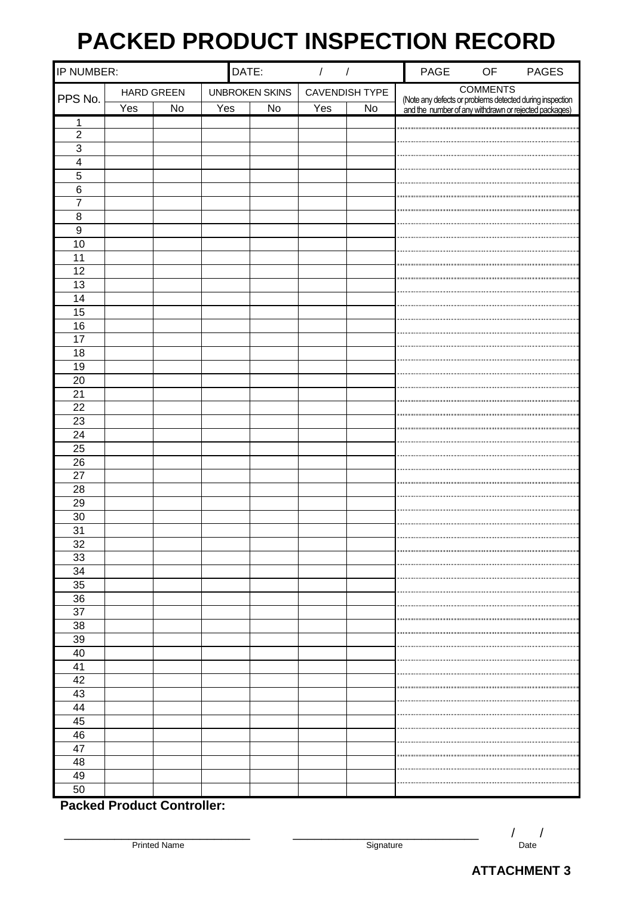# PACKED PRODUCT INSPECTION RECORD

| IP NUMBER: | | | | DATE: / / | | | PAGE OF PAGES |
|---|---|---|---|---|---|---|---|
| PPS No. | HARD GREEN | | UNBROKEN SKINS | | CAVENDISH TYPE | | COMMENTS (Note any defects or problems detected during inspection and the number of any withdrawn or rejected packages) |
| | Yes | No | Yes | No | Yes | No | |
| 1 | | | | | | | |
| 2 | | | | | | | |
| 3 | | | | | | | |
| 4 | | | | | | | |
| 5 | | | | | | | |
| 6 | | | | | | | |
| 7 | | | | | | | |
| 8 | | | | | | | |
| 9 | | | | | | | |
| 10 | | | | | | | |
| 11 | | | | | | | |
| 12 | | | | | | | |
| 13 | | | | | | | |
| 14 | | | | | | | |
| 15 | | | | | | | |
| 16 | | | | | | | |
| 17 | | | | | | | |
| 18 | | | | | | | |
| 19 | | | | | | | |
| 20 | | | | | | | |
| 21 | | | | | | | |
| 22 | | | | | | | |
| 23 | | | | | | | |
| 24 | | | | | | | |
| 25 | | | | | | | |
| 26 | | | | | | | |
| 27 | | | | | | | |
| 28 | | | | | | | |
| 29 | | | | | | | |
| 30 | | | | | | | |
| 31 | | | | | | | |
| 32 | | | | | | | |
| 33 | | | | | | | |
| 34 | | | | | | | |
| 35 | | | | | | | |
| 36 | | | | | | | |
| 37 | | | | | | | |
| 38 | | | | | | | |
| 39 | | | | | | | |
| 40 | | | | | | | |
| 41 | | | | | | | |
| 42 | | | | | | | |
| 43 | | | | | | | |
| 44 | | | | | | | |
| 45 | | | | | | | |
| 46 | | | | | | | |
| 47 | | | | | | | |
| 48 | | | | | | | |
| 49 | | | | | | | |
| 50 | | | | | | | |

**Packed Product Controller:**

_______________________________ Printed Name

_______________________________ Signature

/ / Date

**ATTACHMENT 3**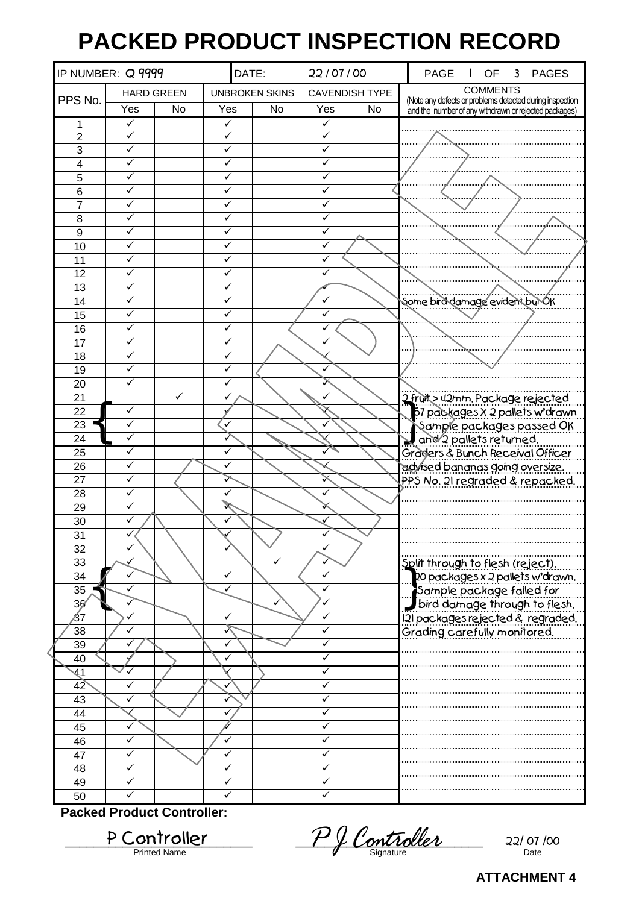# PACKED PRODUCT INSPECTION RECORD

| IP NUMBER: Q 9999 | | | | DATE: 22 / 07 / 00 | | | PAGE 1 OF 3 PAGES |
|---|---|---|---|---|---|---|---|
| PPS No. | HARD GREEN | | UNBROKEN SKINS | | CAVENDISH TYPE | | COMMENTS (Note any defects or problems detected during inspection and the number of any withdrawn or rejected packages) |
| | Yes | No | Yes | No | Yes | No | |
| 1 | ✓ | | ✓ | | ✓ | | |
| 2 | ✓ | | ✓ | | ✓ | | |
| 3 | ✓ | | ✓ | | ✓ | | |
| 4 | ✓ | | ✓ | | ✓ | | |
| 5 | ✓ | | ✓ | | ✓ | | |
| 6 | ✓ | | ✓ | | ✓ | | |
| 7 | ✓ | | ✓ | | ✓ | | |
| 8 | ✓ | | ✓ | | ✓ | | |
| 9 | ✓ | | ✓ | | ✓ | | |
| 10 | ✓ | | ✓ | | ✓ | | |
| 11 | ✓ | | ✓ | | ✓ | | |
| 12 | ✓ | | ✓ | | ✓ | | |
| 13 | ✓ | | ✓ | | ✓ | | |
| 14 | ✓ | | ✓ | | ✓ | | Some bird damage evident but OK |
| 15 | ✓ | | ✓ | | ✓ | | |
| 16 | ✓ | | ✓ | | ✓ | | |
| 17 | ✓ | | ✓ | | ✓ | | |
| 18 | ✓ | | ✓ | | ✓ | | |
| 19 | ✓ | | ✓ | | ✓ | | |
| 20 | ✓ | | ✓ | | ✓ | | |
| 21 | | ✓ | ✓ | | ✓ | | 2 fruit > 42mm. Package rejected |
| 22 | ✓ | | ✓ | | ✓ | | 57 packages X 2 pallets w'drawn |
| 23 | ✓ | | ✓ | | ✓ | | Sample packages passed OK |
| 24 | ✓ | | ✓ | | ✓ | | and 2 pallets returned. |
| 25 | ✓ | | ✓ | | ✓ | | Graders & Bunch Receival Officer |
| 26 | ✓ | | ✓ | | ✓ | | advised bananas going oversize. |
| 27 | ✓ | | ✓ | | ✓ | | PPS No. 21 regraded & repacked. |
| 28 | ✓ | | ✓ | | ✓ | | |
| 29 | ✓ | | ✓ | | ✓ | | |
| 30 | ✓ | | ✓ | | ✓ | | |
| 31 | ✓ | | ✓ | | ✓ | | |
| 32 | ✓ | | ✓ | | ✓ | | |
| 33 | ✓ | | | ✓ | ✓ | | Split through to flesh (reject). |
| 34 | ✓ | | ✓ | | ✓ | | 20 packages x 2 pallets w'drawn. |
| 35 | ✓ | | ✓ | | ✓ | | Sample package failed for |
| 36 | ✓ | | | ✓ | ✓ | | bird damage through to flesh. |
| 37 | ✓ | | ✓ | | ✓ | | 121 packages rejected & regraded. |
| 38 | ✓ | | ✓ | | ✓ | | Grading carefully monitored. |
| 39 | ✓ | | ✓ | | ✓ | | |
| 40 | ✓ | | ✓ | | ✓ | | |
| 41 | ✓ | | ✓ | | ✓ | | |
| 42 | ✓ | | ✓ | | ✓ | | |
| 43 | ✓ | | ✓ | | ✓ | | |
| 44 | ✓ | | ✓ | | ✓ | | |
| 45 | ✓ | | ✓ | | ✓ | | |
| 46 | ✓ | | ✓ | | ✓ | | |
| 47 | ✓ | | ✓ | | ✓ | | |
| 48 | ✓ | | ✓ | | ✓ | | |
| 49 | ✓ | | ✓ | | ✓ | | |
| 50 | ✓ | | ✓ | | ✓ | | |

**Packed Product Controller:**

| P Controller | P J Controller | 22/ 07 /00 |
|---|---|---|
| Printed Name | Signature | Date |

SAMPLE

**ATTACHMENT 4**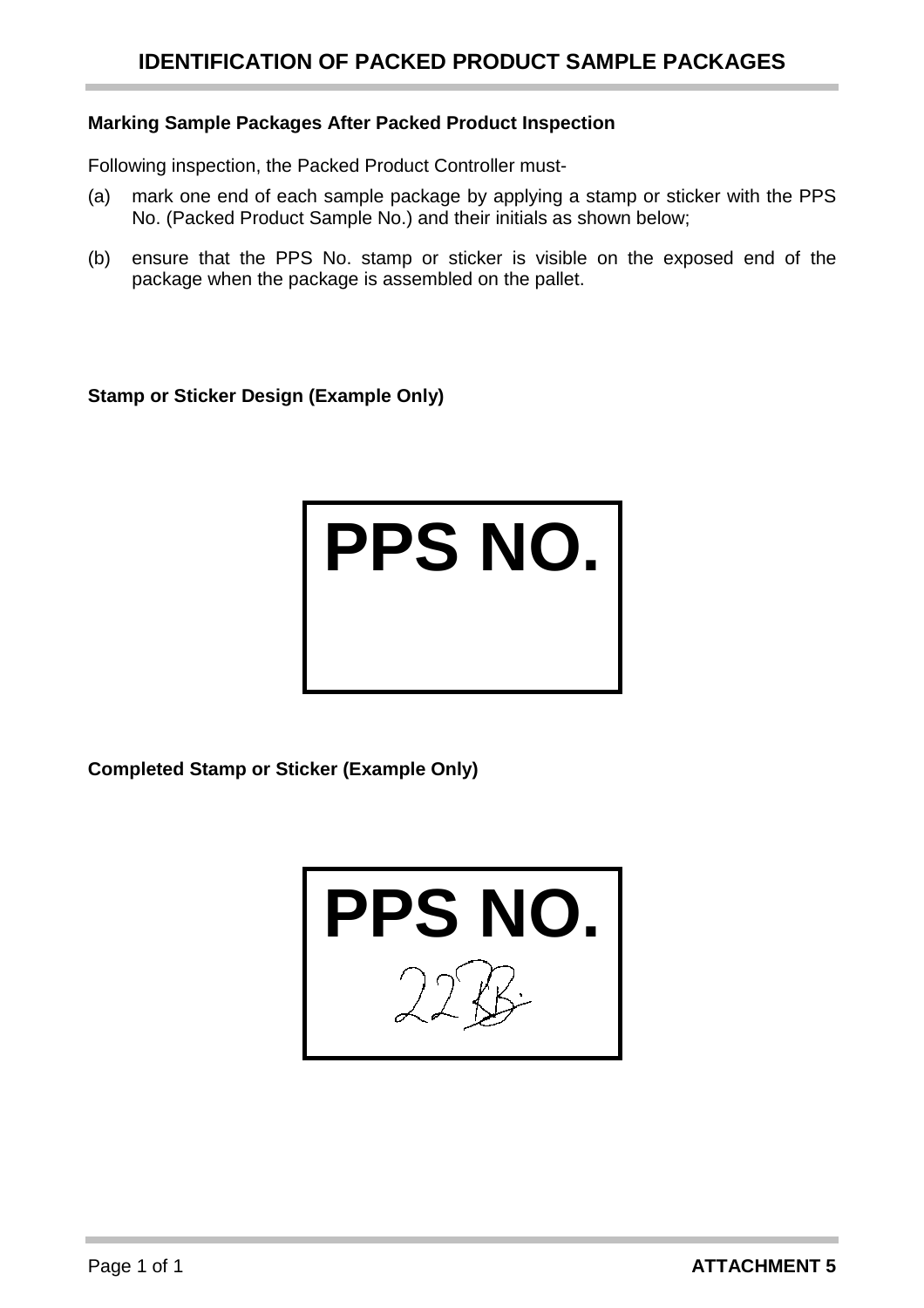# IDENTIFICATION OF PACKED PRODUCT SAMPLE PACKAGES

**Marking Sample Packages After Packed Product Inspection**

Following inspection, the Packed Product Controller must-

(a) mark one end of each sample package by applying a stamp or sticker with the PPS No. (Packed Product Sample No.) and their initials as shown below;

(b) ensure that the PPS No. stamp or sticker is visible on the exposed end of the package when the package is assembled on the pallet.

**Stamp or Sticker Design (Example Only)**

**PPS NO.**

**Completed Stamp or Sticker (Example Only)**

**PPS NO.**

22 RB.

ATTACHMENT 5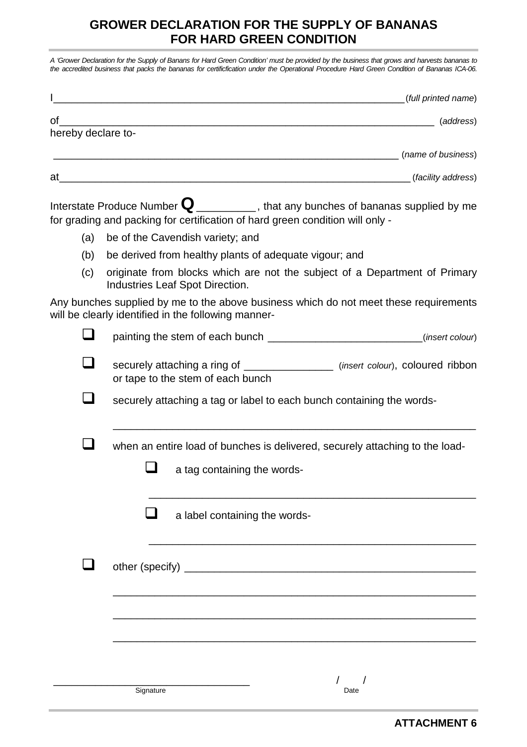# GROWER DECLARATION FOR THE SUPPLY OF BANANAS FOR HARD GREEN CONDITION

*A 'Grower Declaration for the Supply of Banans for Hard Green Condition' must be provided by the business that grows and harvests bananas to the accredited business that packs the bananas for certificfication under the Operational Procedure Hard Green Condition of Bananas ICA-06.*

I_______________________________________________________________ (*full printed name*)

of_______________________________________________________________ (*address*)

hereby declare to-

_______________________________________________________________ (*name of business*)

at_______________________________________________________________ (*facility address*)

Interstate Produce Number **Q** __________, that any bunches of bananas supplied by me for grading and packing for certification of hard green condition will only -

(a) be of the Cavendish variety; and

(b) be derived from healthy plants of adequate vigour; and

(c) originate from blocks which are not the subject of a Department of Primary Industries Leaf Spot Direction.

Any bunches supplied by me to the above business which do not meet these requirements will be clearly identified in the following manner-

- ☐ painting the stem of each bunch __________________________ (*insert colour*)
- ☐ securely attaching a ring of _______________ (*insert colour*), coloured ribbon or tape to the stem of each bunch
- ☐ securely attaching a tag or label to each bunch containing the words-

  ___________________________________________________________

- ☐ when an entire load of bunches is delivered, securely attaching to the load-
  - ☐ a tag containing the words-

    _______________________________________________________

  - ☐ a label containing the words-

    _______________________________________________________

- ☐ other (specify) ____________________________________________

  ___________________________________________________________

  ___________________________________________________________

  ___________________________________________________________

_________________________________ &nbsp;&nbsp;&nbsp;&nbsp;&nbsp;&nbsp;&nbsp;&nbsp; / &nbsp;&nbsp; /

Signature &nbsp;&nbsp;&nbsp;&nbsp;&nbsp;&nbsp;&nbsp;&nbsp;&nbsp;&nbsp;&nbsp;&nbsp;&nbsp;&nbsp;&nbsp;&nbsp;&nbsp;&nbsp;&nbsp;&nbsp; Date

**ATTACHMENT 6**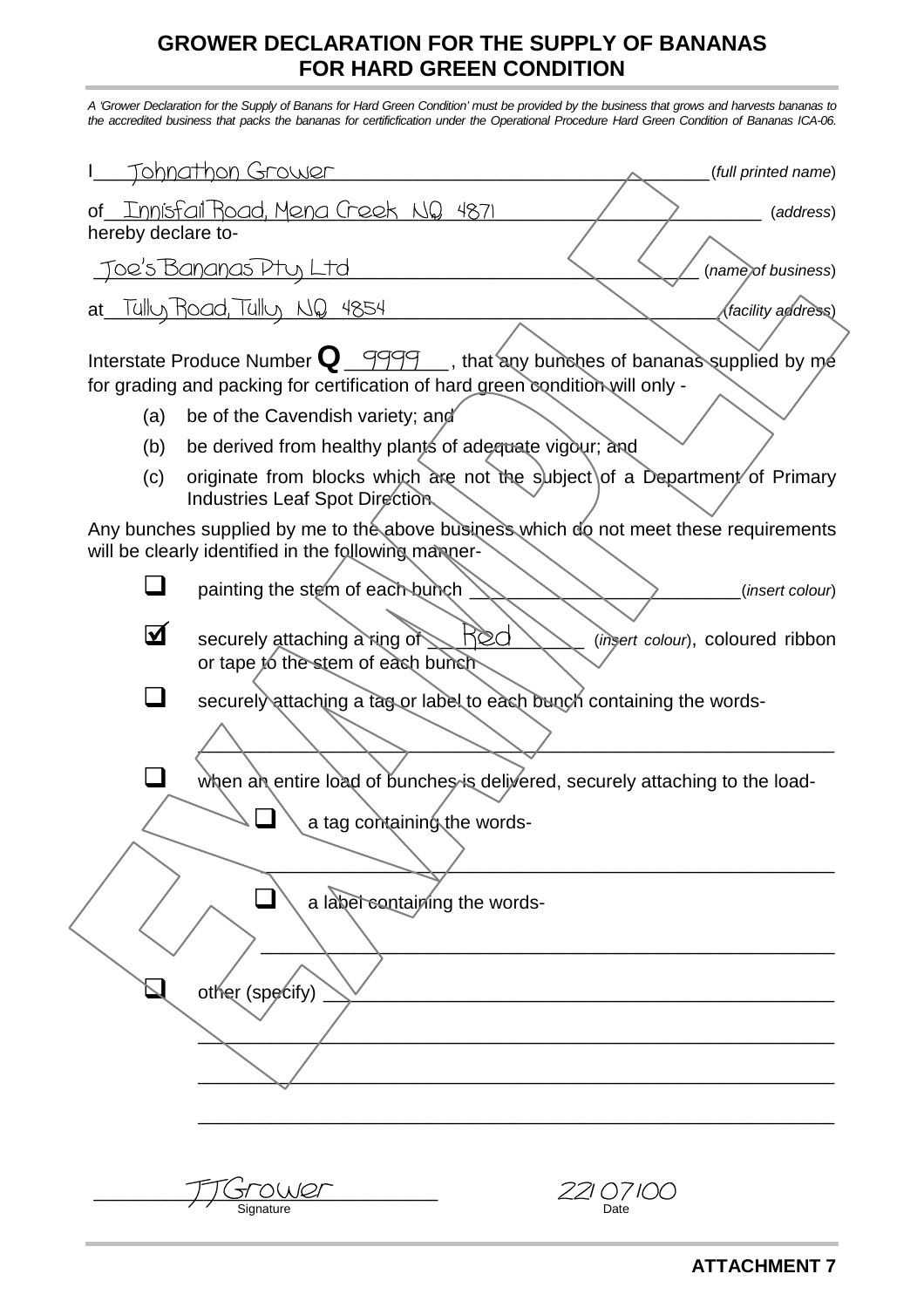# GROWER DECLARATION FOR THE SUPPLY OF BANANAS FOR HARD GREEN CONDITION

*A 'Grower Declaration for the Supply of Banans for Hard Green Condition' must be provided by the business that grows and harvests bananas to the accredited business that packs the bananas for certificfication under the Operational Procedure Hard Green Condition of Bananas ICA-06.*

I \_\_Johnathon Grower\_\_ (*full printed name*)

of \_\_Innisfail Road, Mena Creek NQ 4871\_\_ (*address*)

hereby declare to-

\_\_Joe's Bananas Pty Ltd\_\_ (*name of business*)

at \_\_Tully Road, Tully NQ 4854\_\_ (*facility address*)

Interstate Produce Number **Q** \_\_9999\_\_, that any bunches of bananas supplied by me for grading and packing for certification of hard green condition will only -

(a) be of the Cavendish variety; and

(b) be derived from healthy plants of adequate vigour; and

(c) originate from blocks which are not the subject of a Department of Primary Industries Leaf Spot Direction.

Any bunches supplied by me to the above business which do not meet these requirements will be clearly identified in the following manner-

- ☐ painting the stem of each bunch \_\_\_\_\_\_\_\_\_\_\_\_\_\_\_\_\_\_\_\_ (*insert colour*)
- ☑ securely attaching a ring of \_\_Red\_\_ (*insert colour*), coloured ribbon or tape to the stem of each bunch
- ☐ securely attaching a tag or label to each bunch containing the words-

  \_\_\_\_\_\_\_\_\_\_\_\_\_\_\_\_\_\_\_\_\_\_\_\_\_\_\_\_\_\_\_\_\_\_\_\_\_\_\_\_

- ☐ when an entire load of bunches is delivered, securely attaching to the load-
  - ☐ a tag containing the words-

    \_\_\_\_\_\_\_\_\_\_\_\_\_\_\_\_\_\_\_\_\_\_\_\_\_\_\_\_\_\_\_\_\_\_\_\_\_\_\_\_

  - ☐ a label containing the words-

    \_\_\_\_\_\_\_\_\_\_\_\_\_\_\_\_\_\_\_\_\_\_\_\_\_\_\_\_\_\_\_\_\_\_\_\_\_\_\_\_

- ☐ other (specify) \_\_\_\_\_\_\_\_\_\_\_\_\_\_\_\_\_\_\_\_\_\_\_\_\_\_\_\_\_\_\_\_\_\_\_\_\_\_\_\_

  \_\_\_\_\_\_\_\_\_\_\_\_\_\_\_\_\_\_\_\_\_\_\_\_\_\_\_\_\_\_\_\_\_\_\_\_\_\_\_\_

  \_\_\_\_\_\_\_\_\_\_\_\_\_\_\_\_\_\_\_\_\_\_\_\_\_\_\_\_\_\_\_\_\_\_\_\_\_\_\_\_

  \_\_\_\_\_\_\_\_\_\_\_\_\_\_\_\_\_\_\_\_\_\_\_\_\_\_\_\_\_\_\_\_\_\_\_\_\_\_\_\_

\_\_JJGrower\_\_
Signature

22/07/00
Date

SAMPLE

**ATTACHMENT 7**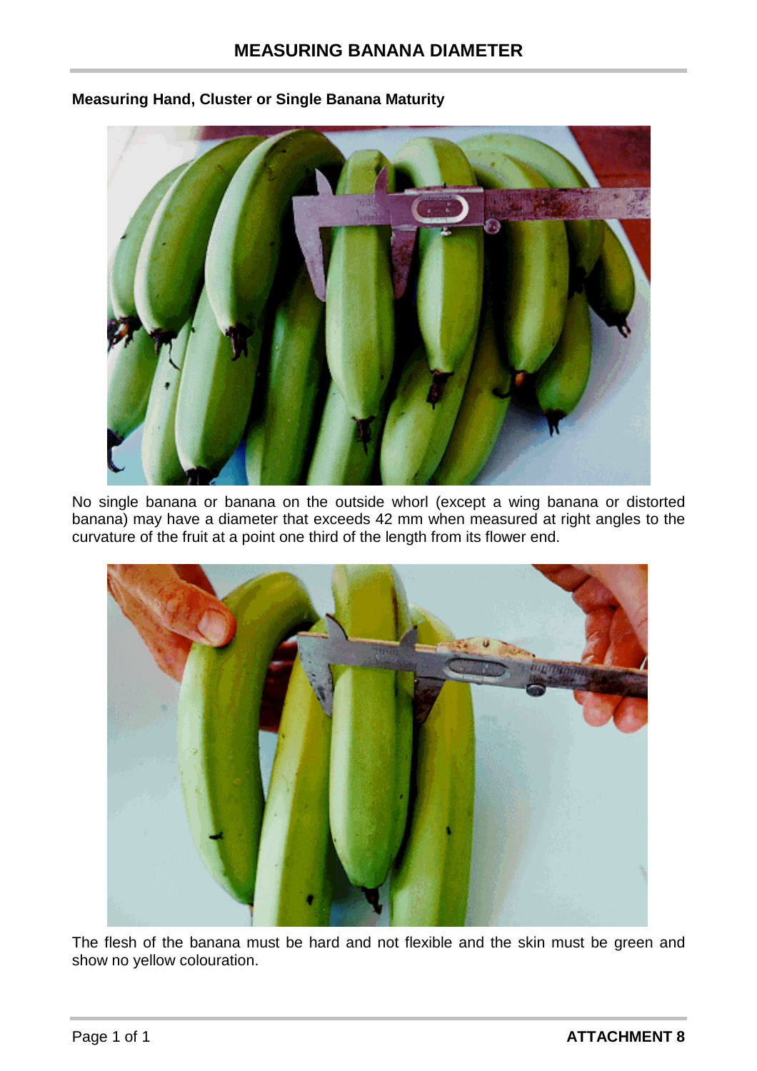# MEASURING BANANA DIAMETER

**Measuring Hand, Cluster or Single Banana Maturity**

No single banana or banana on the outside whorl (except a wing banana or distorted banana) may have a diameter that exceeds 42 mm when measured at right angles to the curvature of the fruit at a point one third of the length from its flower end.

The flesh of the banana must be hard and not flexible and the skin must be green and show no yellow colouration.

**ATTACHMENT 8**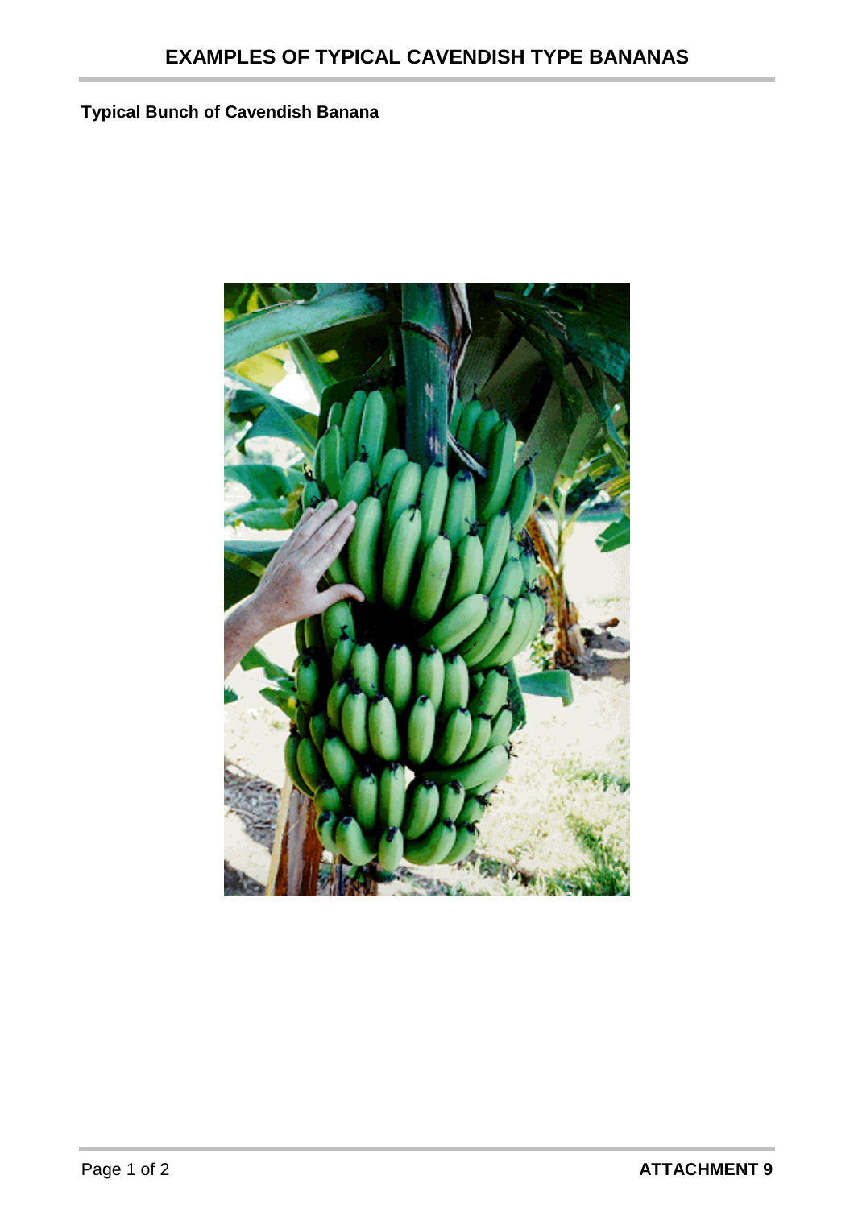# EXAMPLES OF TYPICAL CAVENDISH TYPE BANANAS

**Typical Bunch of Cavendish Banana**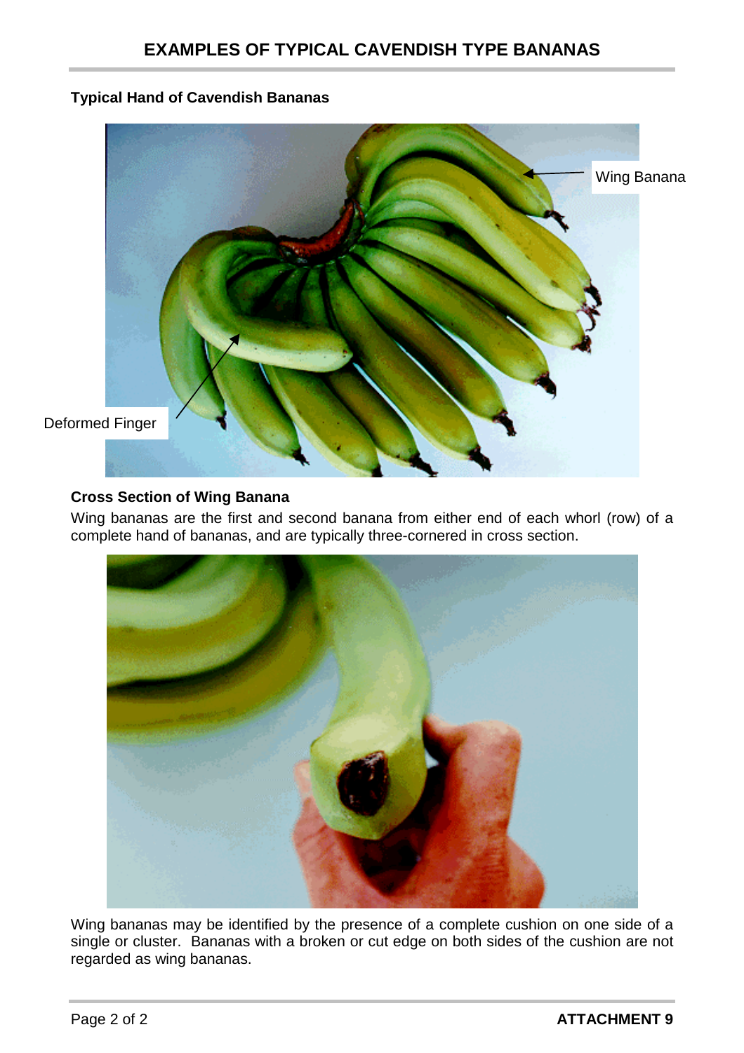# EXAMPLES OF TYPICAL CAVENDISH TYPE BANANAS

**Typical Hand of Cavendish Bananas**

Wing Banana

Deformed Finger

**Cross Section of Wing Banana**

Wing bananas are the first and second banana from either end of each whorl (row) of a complete hand of bananas, and are typically three-cornered in cross section.

Wing bananas may be identified by the presence of a complete cushion on one side of a single or cluster. Bananas with a broken or cut edge on both sides of the cushion are not regarded as wing bananas.

**ATTACHMENT 9**